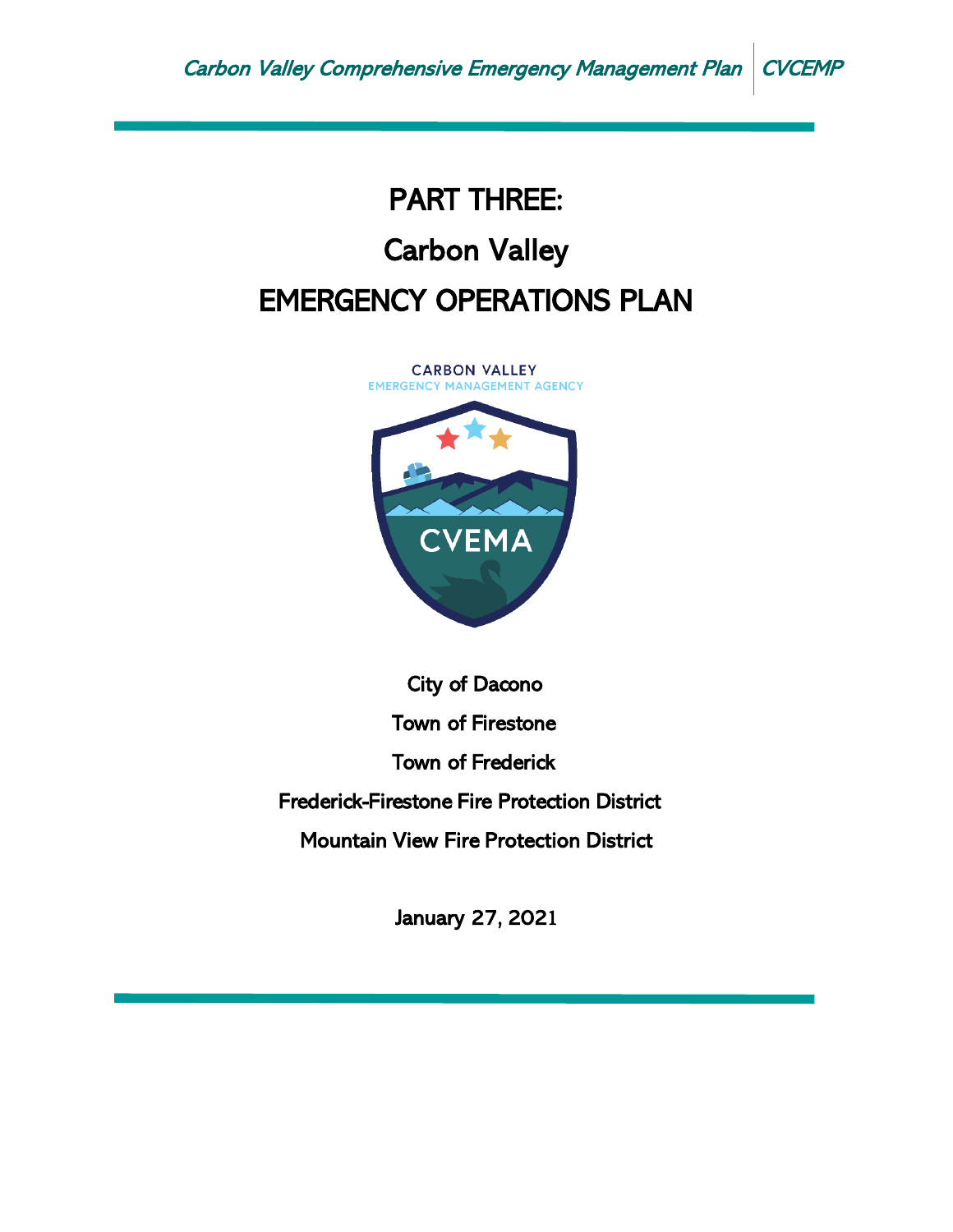# PART THREE:

# Carbon Valley

# EMERGENCY OPERATIONS PLAN

CARBON VALLEY
EMERGENCY MANAGEMENT AGENCY

CVEMA

City of Dacono

Town of Firestone

Town of Frederick

Frederick-Firestone Fire Protection District

Mountain View Fire Protection District

January 27, 2021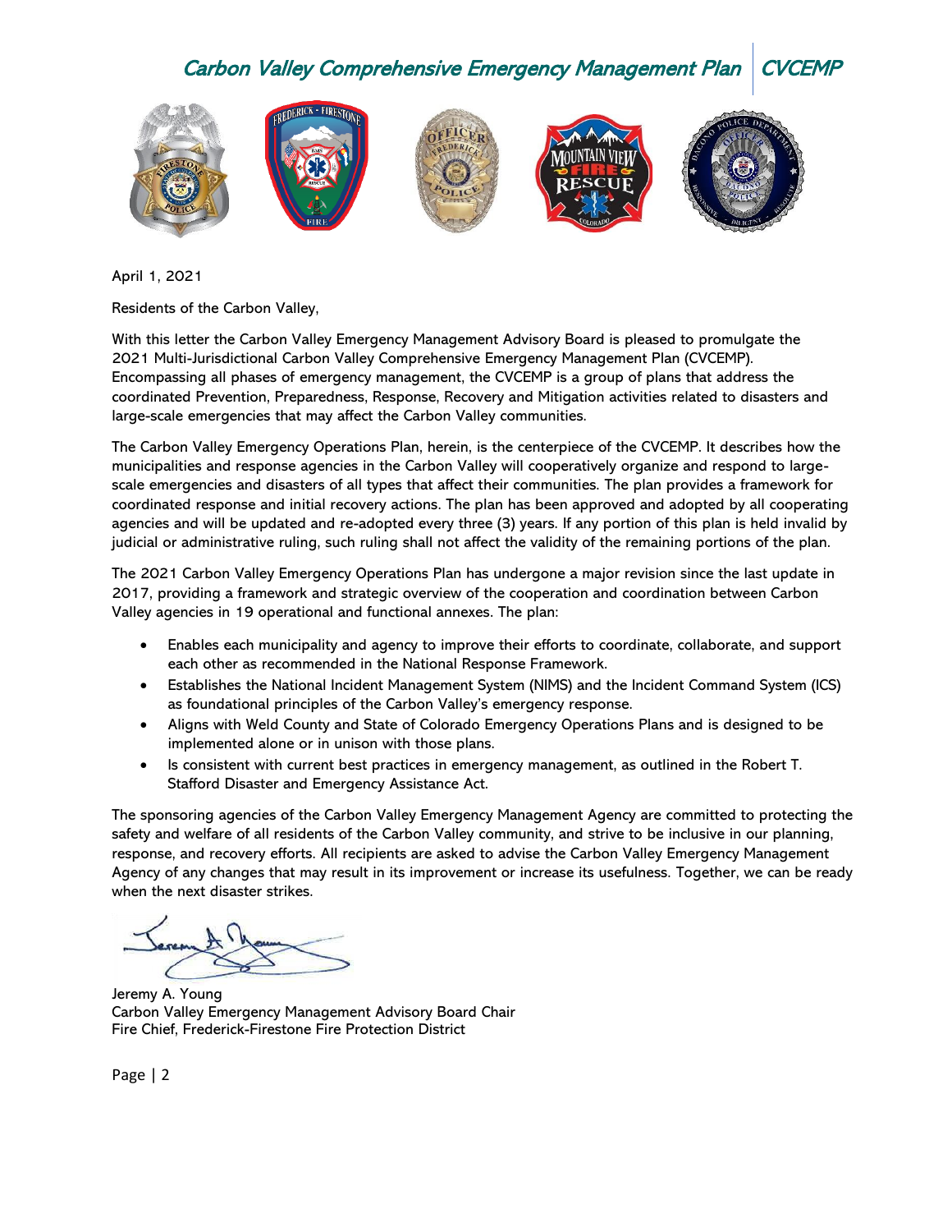April 1, 2021

Residents of the Carbon Valley,

With this letter the Carbon Valley Emergency Management Advisory Board is pleased to promulgate the 2021 Multi-Jurisdictional Carbon Valley Comprehensive Emergency Management Plan (CVCEMP). Encompassing all phases of emergency management, the CVCEMP is a group of plans that address the coordinated Prevention, Preparedness, Response, Recovery and Mitigation activities related to disasters and large-scale emergencies that may affect the Carbon Valley communities.

The Carbon Valley Emergency Operations Plan, herein, is the centerpiece of the CVCEMP. It describes how the municipalities and response agencies in the Carbon Valley will cooperatively organize and respond to large-scale emergencies and disasters of all types that affect their communities. The plan provides a framework for coordinated response and initial recovery actions. The plan has been approved and adopted by all cooperating agencies and will be updated and re-adopted every three (3) years. If any portion of this plan is held invalid by judicial or administrative ruling, such ruling shall not affect the validity of the remaining portions of the plan.

The 2021 Carbon Valley Emergency Operations Plan has undergone a major revision since the last update in 2017, providing a framework and strategic overview of the cooperation and coordination between Carbon Valley agencies in 19 operational and functional annexes. The plan:

- Enables each municipality and agency to improve their efforts to coordinate, collaborate, and support each other as recommended in the National Response Framework.
- Establishes the National Incident Management System (NIMS) and the Incident Command System (ICS) as foundational principles of the Carbon Valley's emergency response.
- Aligns with Weld County and State of Colorado Emergency Operations Plans and is designed to be implemented alone or in unison with those plans.
- Is consistent with current best practices in emergency management, as outlined in the Robert T. Stafford Disaster and Emergency Assistance Act.

The sponsoring agencies of the Carbon Valley Emergency Management Agency are committed to protecting the safety and welfare of all residents of the Carbon Valley community, and strive to be inclusive in our planning, response, and recovery efforts. All recipients are asked to advise the Carbon Valley Emergency Management Agency of any changes that may result in its improvement or increase its usefulness. Together, we can be ready when the next disaster strikes.

Jeremy A. Young
Carbon Valley Emergency Management Advisory Board Chair
Fire Chief, Frederick-Firestone Fire Protection District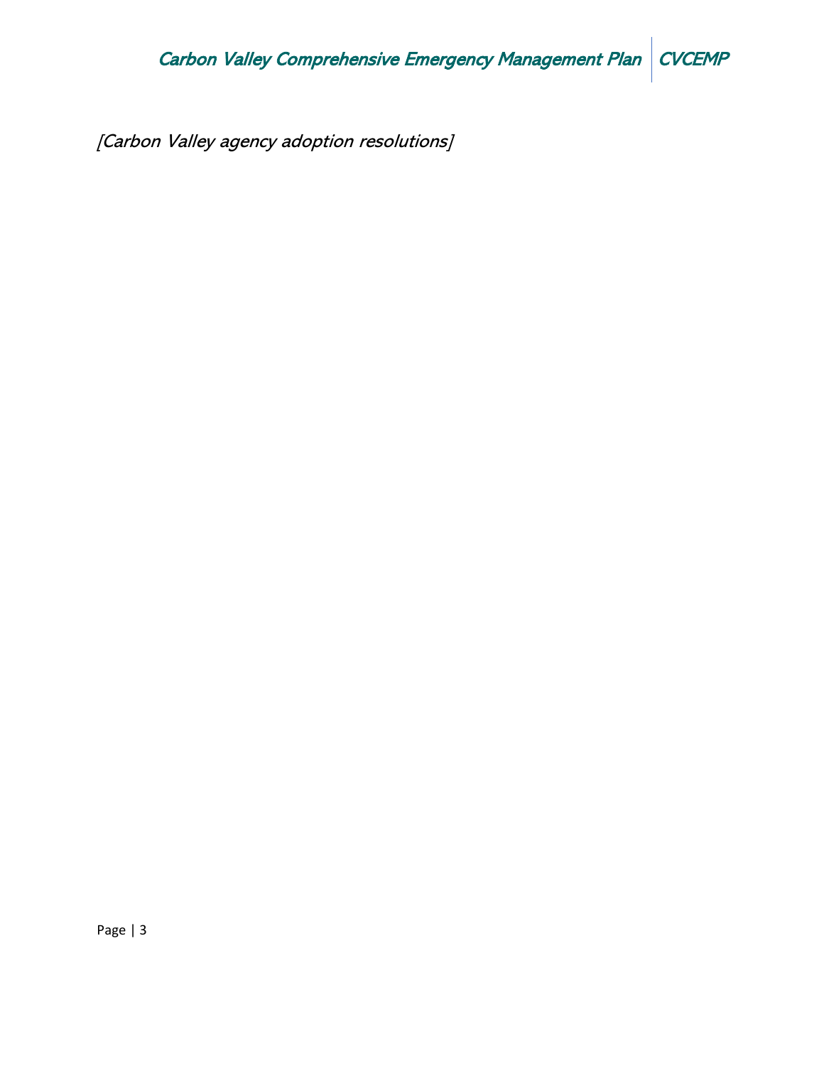*[Carbon Valley agency adoption resolutions]*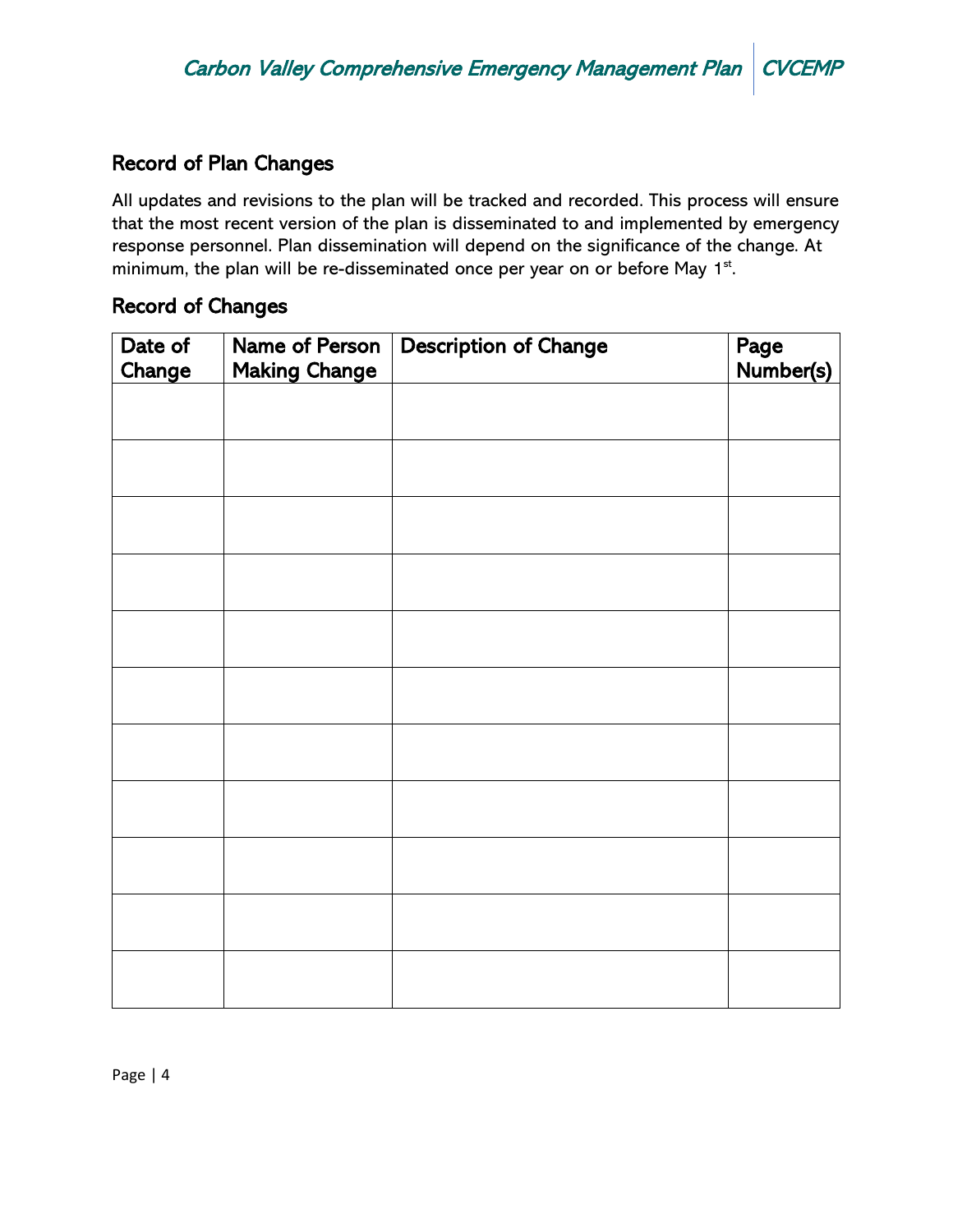## Record of Plan Changes

All updates and revisions to the plan will be tracked and recorded. This process will ensure that the most recent version of the plan is disseminated to and implemented by emergency response personnel. Plan dissemination will depend on the significance of the change. At minimum, the plan will be re-disseminated once per year on or before May 1st.

## Record of Changes

| Date of Change | Name of Person Making Change | Description of Change | Page Number(s) |
|---|---|---|---|
| | | | |
| | | | |
| | | | |
| | | | |
| | | | |
| | | | |
| | | | |
| | | | |
| | | | |
| | | | |
| | | | |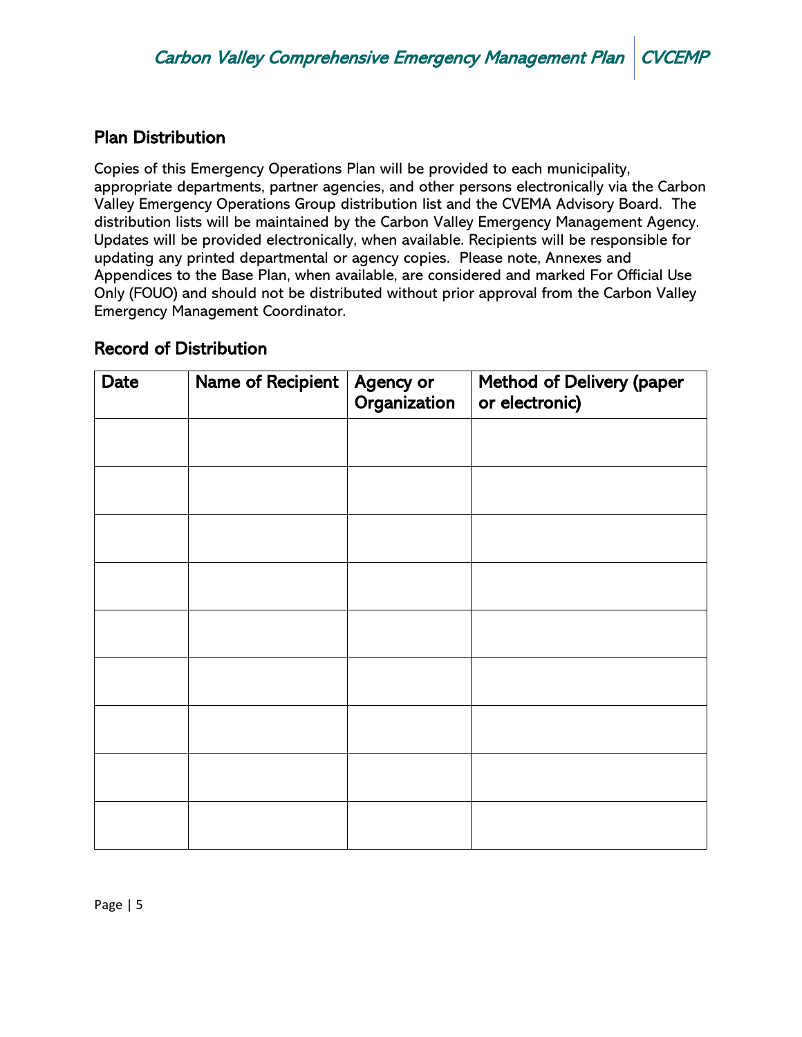## Plan Distribution

Copies of this Emergency Operations Plan will be provided to each municipality, appropriate departments, partner agencies, and other persons electronically via the Carbon Valley Emergency Operations Group distribution list and the CVEMA Advisory Board. The distribution lists will be maintained by the Carbon Valley Emergency Management Agency. Updates will be provided electronically, when available. Recipients will be responsible for updating any printed departmental or agency copies. Please note, Annexes and Appendices to the Base Plan, when available, are considered and marked For Official Use Only (FOUO) and should not be distributed without prior approval from the Carbon Valley Emergency Management Coordinator.

## Record of Distribution

| Date | Name of Recipient | Agency or Organization | Method of Delivery (paper or electronic) |
|---|---|---|---|
| | | | |
| | | | |
| | | | |
| | | | |
| | | | |
| | | | |
| | | | |
| | | | |
| | | | |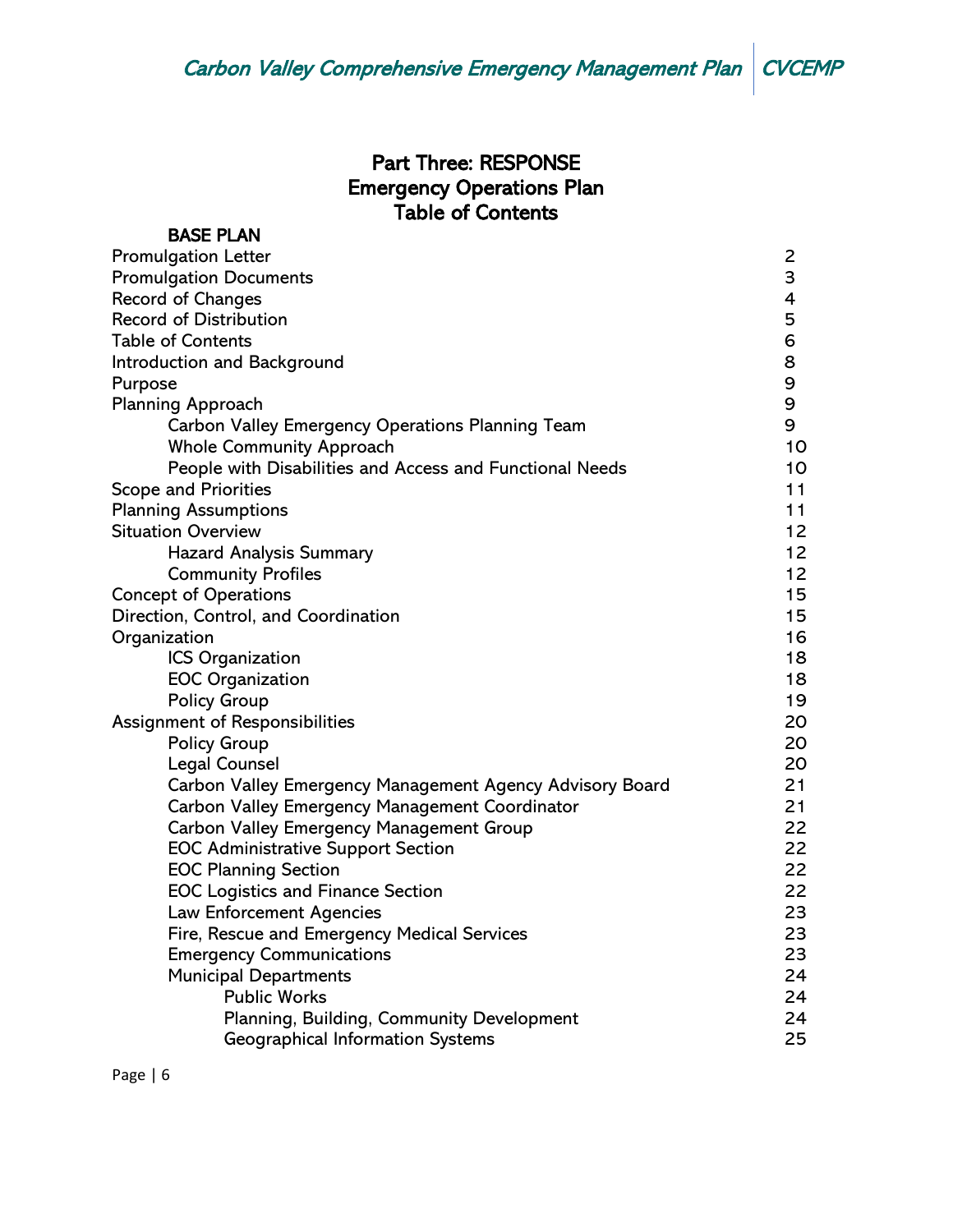# Part Three: RESPONSE
# Emergency Operations Plan
# Table of Contents

**BASE PLAN**

| | |
|---|---|
| Promulgation Letter | 2 |
| Promulgation Documents | 3 |
| Record of Changes | 4 |
| Record of Distribution | 5 |
| Table of Contents | 6 |
| Introduction and Background | 8 |
| Purpose | 9 |
| Planning Approach | 9 |
| Carbon Valley Emergency Operations Planning Team | 9 |
| Whole Community Approach | 10 |
| People with Disabilities and Access and Functional Needs | 10 |
| Scope and Priorities | 11 |
| Planning Assumptions | 11 |
| Situation Overview | 12 |
| Hazard Analysis Summary | 12 |
| Community Profiles | 12 |
| Concept of Operations | 15 |
| Direction, Control, and Coordination | 15 |
| Organization | 16 |
| ICS Organization | 18 |
| EOC Organization | 18 |
| Policy Group | 19 |
| Assignment of Responsibilities | 20 |
| Policy Group | 20 |
| Legal Counsel | 20 |
| Carbon Valley Emergency Management Agency Advisory Board | 21 |
| Carbon Valley Emergency Management Coordinator | 21 |
| Carbon Valley Emergency Management Group | 22 |
| EOC Administrative Support Section | 22 |
| EOC Planning Section | 22 |
| EOC Logistics and Finance Section | 22 |
| Law Enforcement Agencies | 23 |
| Fire, Rescue and Emergency Medical Services | 23 |
| Emergency Communications | 23 |
| Municipal Departments | 24 |
| Public Works | 24 |
| Planning, Building, Community Development | 24 |
| Geographical Information Systems | 25 |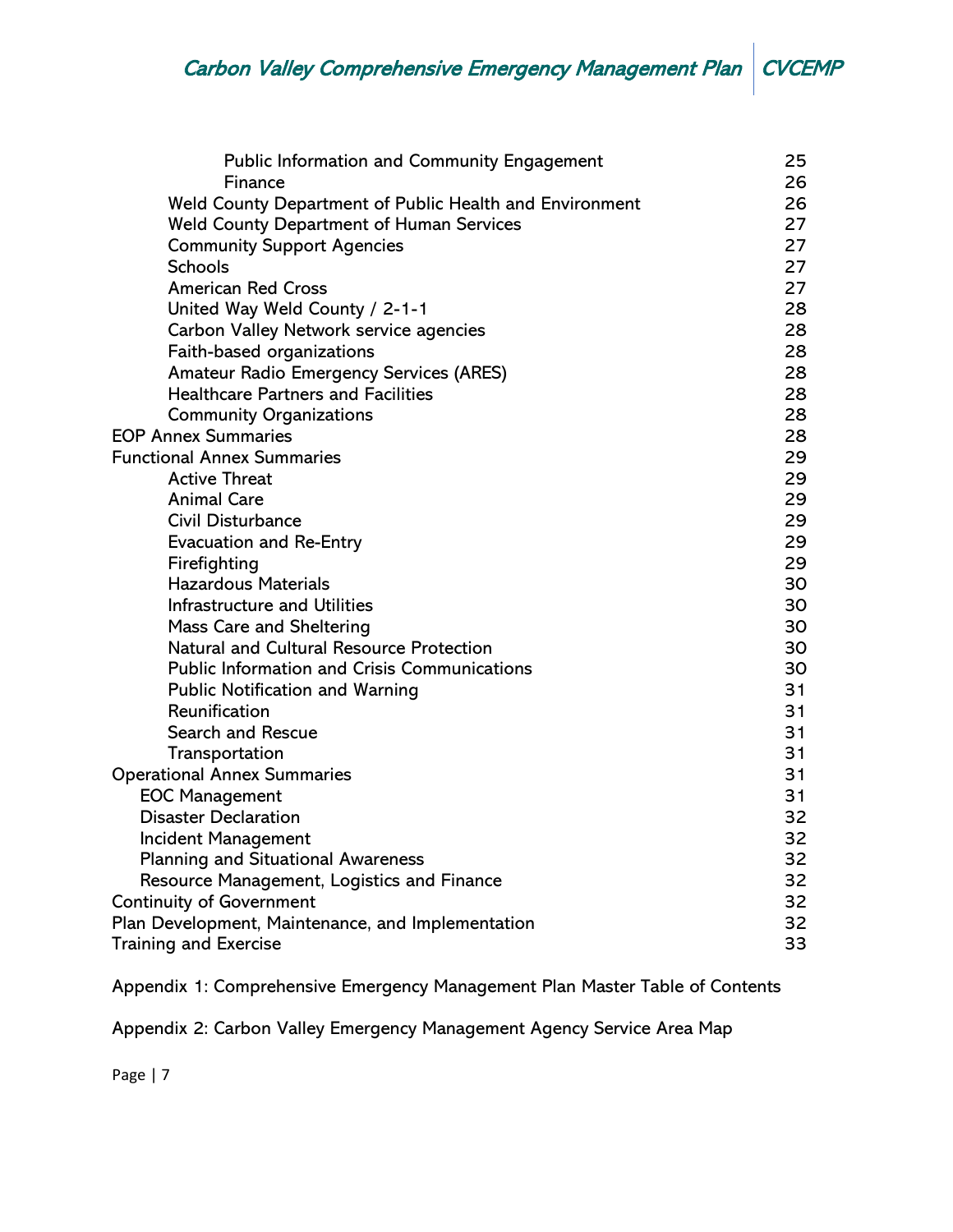Public Information and Community Engagement 25
Finance 26
Weld County Department of Public Health and Environment 26
Weld County Department of Human Services 27
Community Support Agencies 27
Schools 27
American Red Cross 27
United Way Weld County / 2-1-1 28
Carbon Valley Network service agencies 28
Faith-based organizations 28
Amateur Radio Emergency Services (ARES) 28
Healthcare Partners and Facilities 28
Community Organizations 28
EOP Annex Summaries 28
Functional Annex Summaries 29
Active Threat 29
Animal Care 29
Civil Disturbance 29
Evacuation and Re-Entry 29
Firefighting 29
Hazardous Materials 30
Infrastructure and Utilities 30
Mass Care and Sheltering 30
Natural and Cultural Resource Protection 30
Public Information and Crisis Communications 30
Public Notification and Warning 31
Reunification 31
Search and Rescue 31
Transportation 31
Operational Annex Summaries 31
EOC Management 31
Disaster Declaration 32
Incident Management 32
Planning and Situational Awareness 32
Resource Management, Logistics and Finance 32
Continuity of Government 32
Plan Development, Maintenance, and Implementation 32
Training and Exercise 33

Appendix 1: Comprehensive Emergency Management Plan Master Table of Contents

Appendix 2: Carbon Valley Emergency Management Agency Service Area Map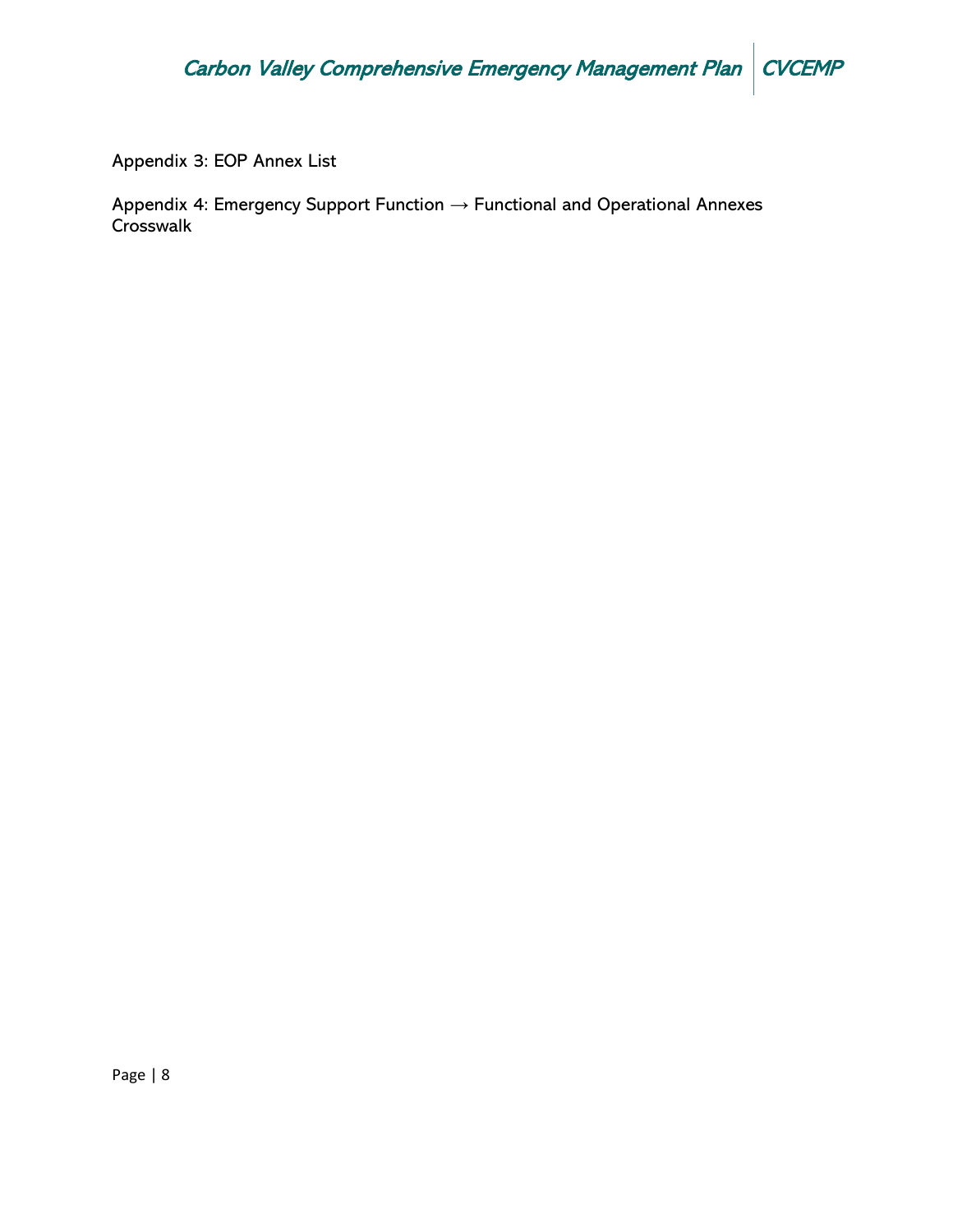Appendix 3: EOP Annex List

Appendix 4: Emergency Support Function → Functional and Operational Annexes Crosswalk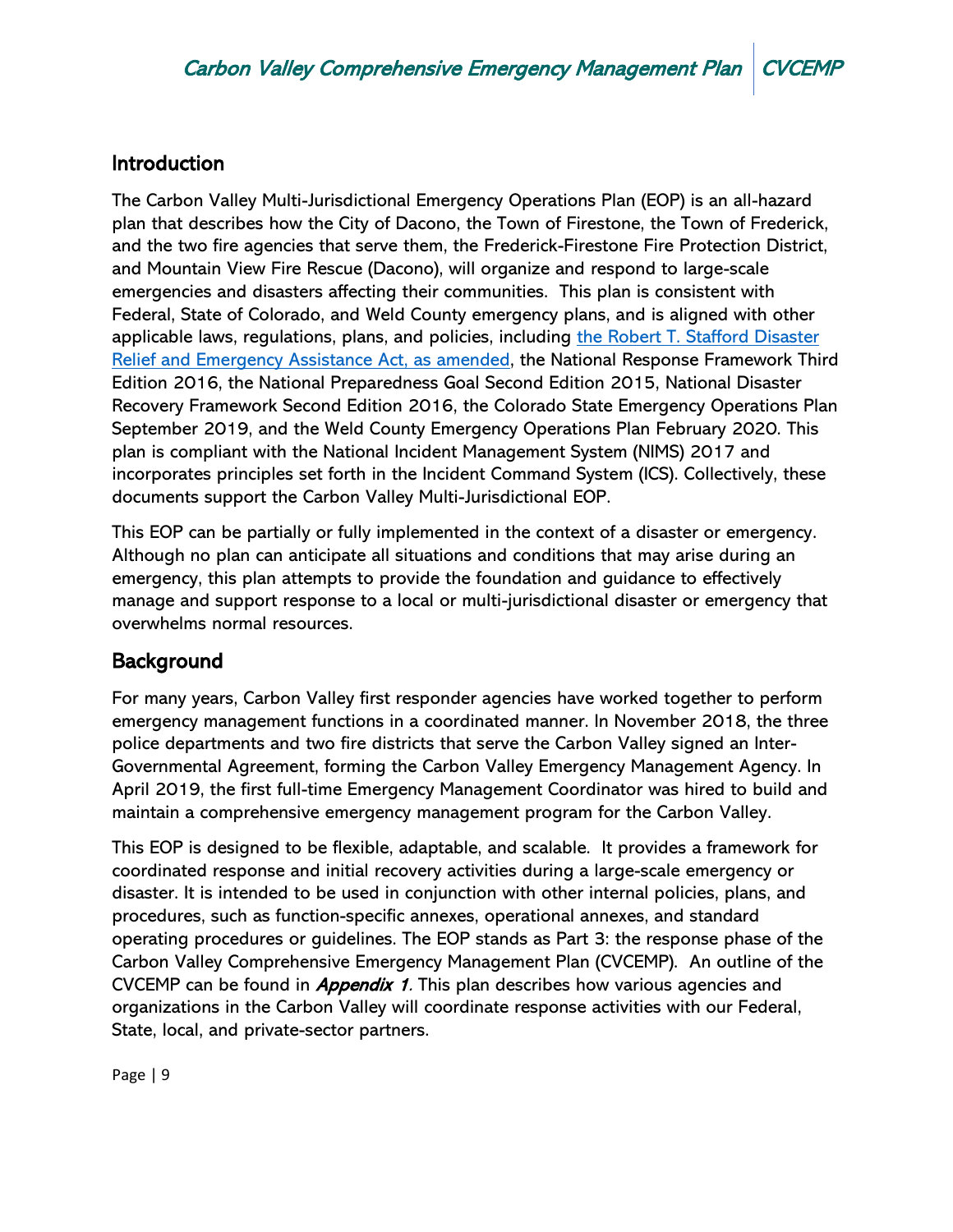## Introduction

The Carbon Valley Multi-Jurisdictional Emergency Operations Plan (EOP) is an all-hazard plan that describes how the City of Dacono, the Town of Firestone, the Town of Frederick, and the two fire agencies that serve them, the Frederick-Firestone Fire Protection District, and Mountain View Fire Rescue (Dacono), will organize and respond to large-scale emergencies and disasters affecting their communities. This plan is consistent with Federal, State of Colorado, and Weld County emergency plans, and is aligned with other applicable laws, regulations, plans, and policies, including the Robert T. Stafford Disaster Relief and Emergency Assistance Act, as amended, the National Response Framework Third Edition 2016, the National Preparedness Goal Second Edition 2015, National Disaster Recovery Framework Second Edition 2016, the Colorado State Emergency Operations Plan September 2019, and the Weld County Emergency Operations Plan February 2020. This plan is compliant with the National Incident Management System (NIMS) 2017 and incorporates principles set forth in the Incident Command System (ICS). Collectively, these documents support the Carbon Valley Multi-Jurisdictional EOP.

This EOP can be partially or fully implemented in the context of a disaster or emergency. Although no plan can anticipate all situations and conditions that may arise during an emergency, this plan attempts to provide the foundation and guidance to effectively manage and support response to a local or multi-jurisdictional disaster or emergency that overwhelms normal resources.

## Background

For many years, Carbon Valley first responder agencies have worked together to perform emergency management functions in a coordinated manner. In November 2018, the three police departments and two fire districts that serve the Carbon Valley signed an Inter-Governmental Agreement, forming the Carbon Valley Emergency Management Agency. In April 2019, the first full-time Emergency Management Coordinator was hired to build and maintain a comprehensive emergency management program for the Carbon Valley.

This EOP is designed to be flexible, adaptable, and scalable. It provides a framework for coordinated response and initial recovery activities during a large-scale emergency or disaster. It is intended to be used in conjunction with other internal policies, plans, and procedures, such as function-specific annexes, operational annexes, and standard operating procedures or guidelines. The EOP stands as Part 3: the response phase of the Carbon Valley Comprehensive Emergency Management Plan (CVCEMP). An outline of the CVCEMP can be found in ***Appendix 1***. This plan describes how various agencies and organizations in the Carbon Valley will coordinate response activities with our Federal, State, local, and private-sector partners.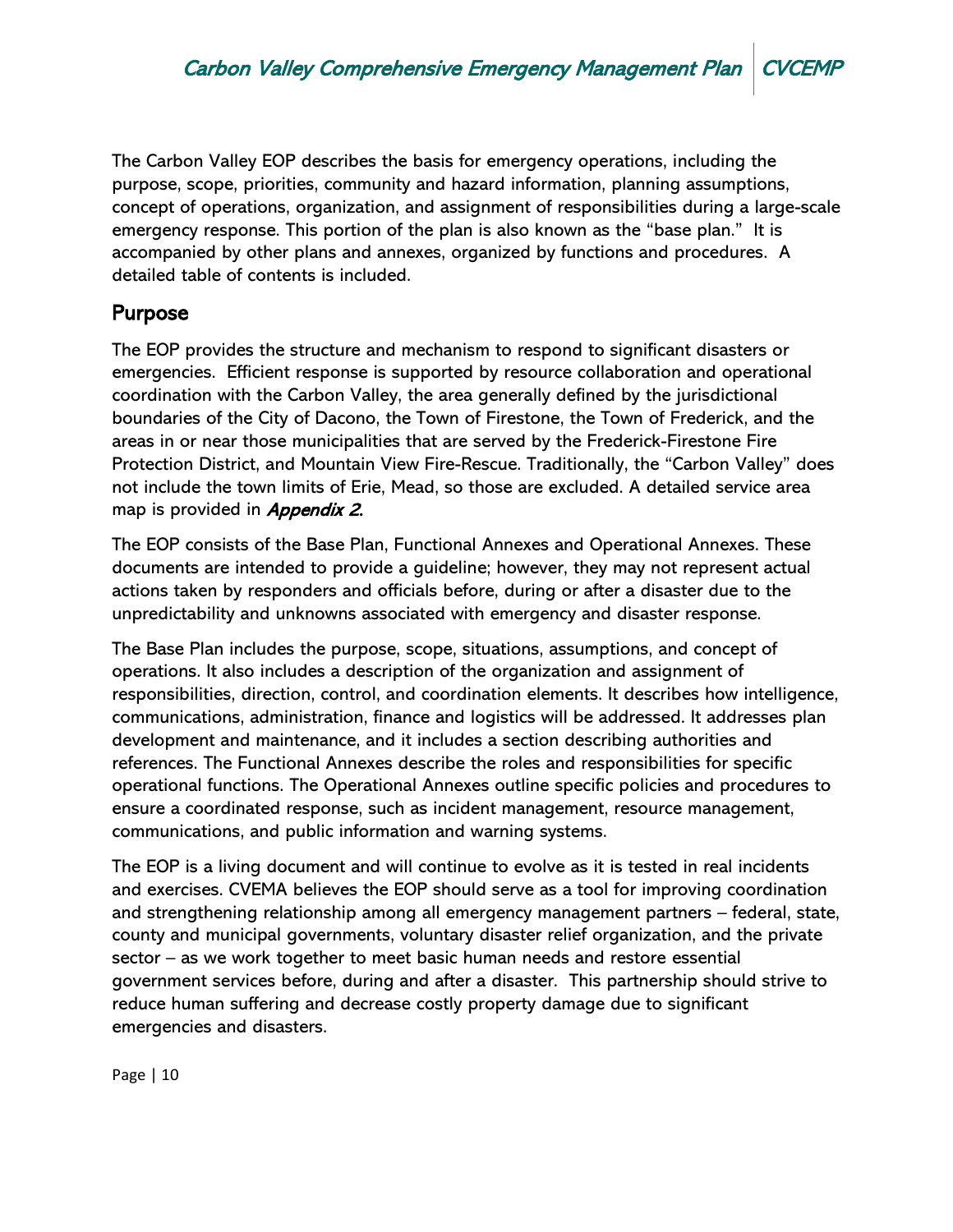The Carbon Valley EOP describes the basis for emergency operations, including the purpose, scope, priorities, community and hazard information, planning assumptions, concept of operations, organization, and assignment of responsibilities during a large-scale emergency response. This portion of the plan is also known as the "base plan." It is accompanied by other plans and annexes, organized by functions and procedures. A detailed table of contents is included.

## Purpose

The EOP provides the structure and mechanism to respond to significant disasters or emergencies. Efficient response is supported by resource collaboration and operational coordination with the Carbon Valley, the area generally defined by the jurisdictional boundaries of the City of Dacono, the Town of Firestone, the Town of Frederick, and the areas in or near those municipalities that are served by the Frederick-Firestone Fire Protection District, and Mountain View Fire-Rescue. Traditionally, the "Carbon Valley" does not include the town limits of Erie, Mead, so those are excluded. A detailed service area map is provided in ***Appendix 2***.

The EOP consists of the Base Plan, Functional Annexes and Operational Annexes. These documents are intended to provide a guideline; however, they may not represent actual actions taken by responders and officials before, during or after a disaster due to the unpredictability and unknowns associated with emergency and disaster response.

The Base Plan includes the purpose, scope, situations, assumptions, and concept of operations. It also includes a description of the organization and assignment of responsibilities, direction, control, and coordination elements. It describes how intelligence, communications, administration, finance and logistics will be addressed. It addresses plan development and maintenance, and it includes a section describing authorities and references. The Functional Annexes describe the roles and responsibilities for specific operational functions. The Operational Annexes outline specific policies and procedures to ensure a coordinated response, such as incident management, resource management, communications, and public information and warning systems.

The EOP is a living document and will continue to evolve as it is tested in real incidents and exercises. CVEMA believes the EOP should serve as a tool for improving coordination and strengthening relationship among all emergency management partners – federal, state, county and municipal governments, voluntary disaster relief organization, and the private sector – as we work together to meet basic human needs and restore essential government services before, during and after a disaster. This partnership should strive to reduce human suffering and decrease costly property damage due to significant emergencies and disasters.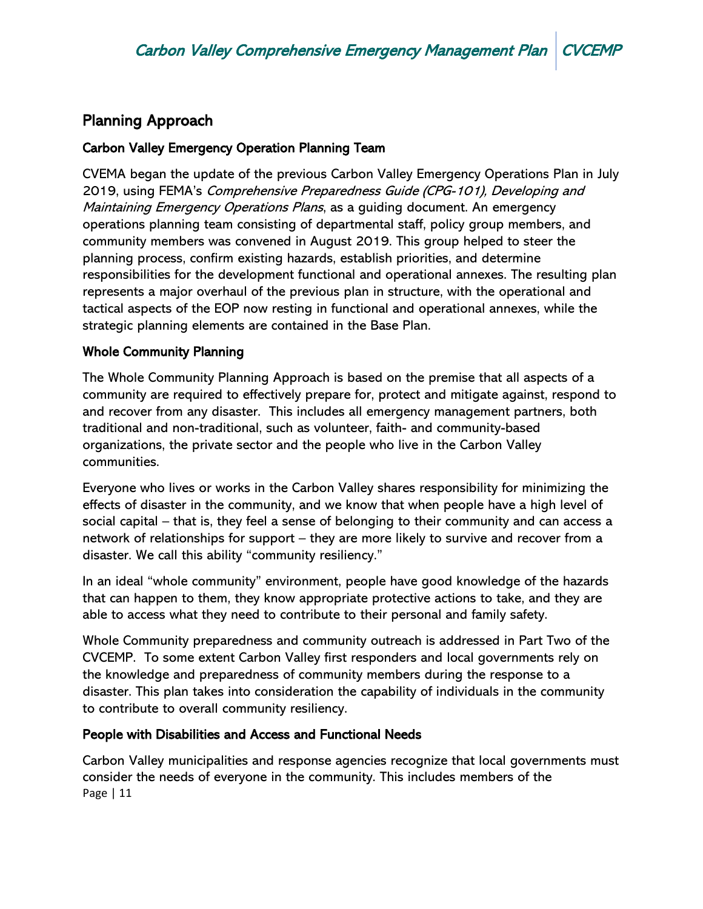## Planning Approach

### Carbon Valley Emergency Operation Planning Team

CVEMA began the update of the previous Carbon Valley Emergency Operations Plan in July 2019, using FEMA's *Comprehensive Preparedness Guide (CPG-101), Developing and Maintaining Emergency Operations Plans*, as a guiding document. An emergency operations planning team consisting of departmental staff, policy group members, and community members was convened in August 2019. This group helped to steer the planning process, confirm existing hazards, establish priorities, and determine responsibilities for the development functional and operational annexes. The resulting plan represents a major overhaul of the previous plan in structure, with the operational and tactical aspects of the EOP now resting in functional and operational annexes, while the strategic planning elements are contained in the Base Plan.

### Whole Community Planning

The Whole Community Planning Approach is based on the premise that all aspects of a community are required to effectively prepare for, protect and mitigate against, respond to and recover from any disaster. This includes all emergency management partners, both traditional and non-traditional, such as volunteer, faith- and community-based organizations, the private sector and the people who live in the Carbon Valley communities.

Everyone who lives or works in the Carbon Valley shares responsibility for minimizing the effects of disaster in the community, and we know that when people have a high level of social capital – that is, they feel a sense of belonging to their community and can access a network of relationships for support – they are more likely to survive and recover from a disaster. We call this ability "community resiliency."

In an ideal "whole community" environment, people have good knowledge of the hazards that can happen to them, they know appropriate protective actions to take, and they are able to access what they need to contribute to their personal and family safety.

Whole Community preparedness and community outreach is addressed in Part Two of the CVCEMP. To some extent Carbon Valley first responders and local governments rely on the knowledge and preparedness of community members during the response to a disaster. This plan takes into consideration the capability of individuals in the community to contribute to overall community resiliency.

### People with Disabilities and Access and Functional Needs

Carbon Valley municipalities and response agencies recognize that local governments must consider the needs of everyone in the community. This includes members of the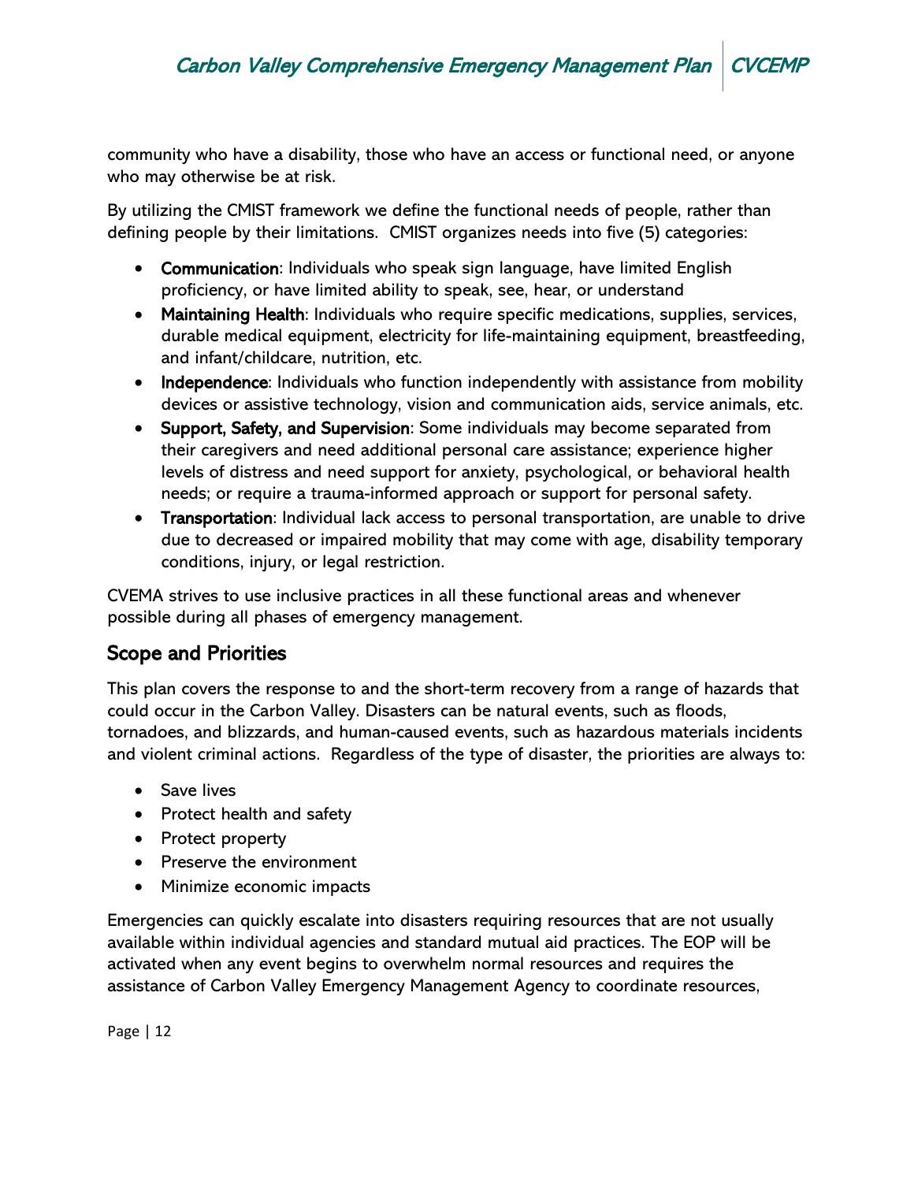community who have a disability, those who have an access or functional need, or anyone who may otherwise be at risk.

By utilizing the CMIST framework we define the functional needs of people, rather than defining people by their limitations. CMIST organizes needs into five (5) categories:

- **Communication**: Individuals who speak sign language, have limited English proficiency, or have limited ability to speak, see, hear, or understand
- **Maintaining Health**: Individuals who require specific medications, supplies, services, durable medical equipment, electricity for life-maintaining equipment, breastfeeding, and infant/childcare, nutrition, etc.
- **Independence**: Individuals who function independently with assistance from mobility devices or assistive technology, vision and communication aids, service animals, etc.
- **Support, Safety, and Supervision**: Some individuals may become separated from their caregivers and need additional personal care assistance; experience higher levels of distress and need support for anxiety, psychological, or behavioral health needs; or require a trauma-informed approach or support for personal safety.
- **Transportation**: Individual lack access to personal transportation, are unable to drive due to decreased or impaired mobility that may come with age, disability temporary conditions, injury, or legal restriction.

CVEMA strives to use inclusive practices in all these functional areas and whenever possible during all phases of emergency management.

## Scope and Priorities

This plan covers the response to and the short-term recovery from a range of hazards that could occur in the Carbon Valley. Disasters can be natural events, such as floods, tornadoes, and blizzards, and human-caused events, such as hazardous materials incidents and violent criminal actions. Regardless of the type of disaster, the priorities are always to:

- Save lives
- Protect health and safety
- Protect property
- Preserve the environment
- Minimize economic impacts

Emergencies can quickly escalate into disasters requiring resources that are not usually available within individual agencies and standard mutual aid practices. The EOP will be activated when any event begins to overwhelm normal resources and requires the assistance of Carbon Valley Emergency Management Agency to coordinate resources,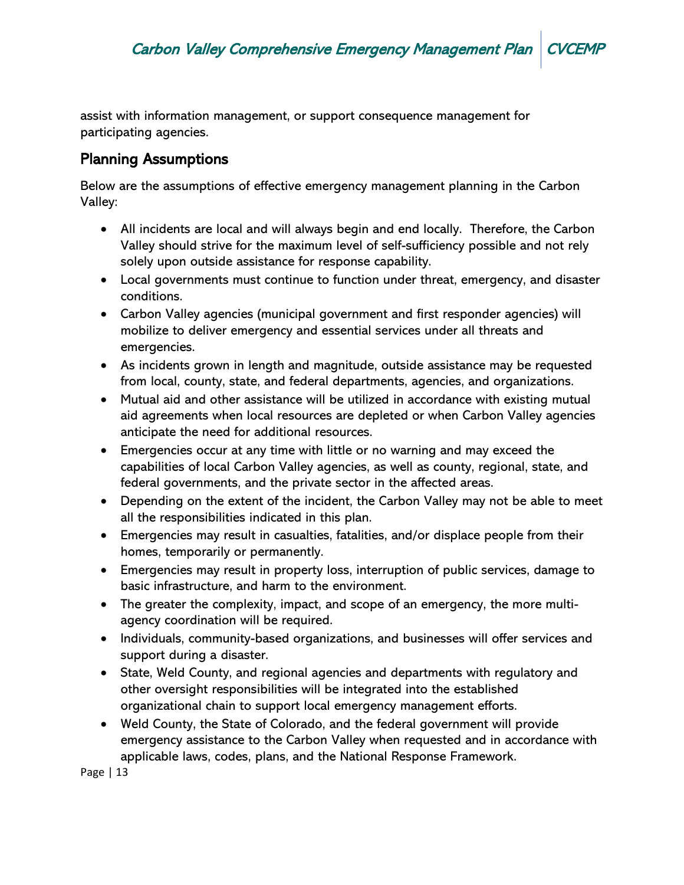assist with information management, or support consequence management for participating agencies.

## Planning Assumptions

Below are the assumptions of effective emergency management planning in the Carbon Valley:

- All incidents are local and will always begin and end locally.  Therefore, the Carbon Valley should strive for the maximum level of self-sufficiency possible and not rely solely upon outside assistance for response capability.
- Local governments must continue to function under threat, emergency, and disaster conditions.
- Carbon Valley agencies (municipal government and first responder agencies) will mobilize to deliver emergency and essential services under all threats and emergencies.
- As incidents grown in length and magnitude, outside assistance may be requested from local, county, state, and federal departments, agencies, and organizations.
- Mutual aid and other assistance will be utilized in accordance with existing mutual aid agreements when local resources are depleted or when Carbon Valley agencies anticipate the need for additional resources.
- Emergencies occur at any time with little or no warning and may exceed the capabilities of local Carbon Valley agencies, as well as county, regional, state, and federal governments, and the private sector in the affected areas.
- Depending on the extent of the incident, the Carbon Valley may not be able to meet all the responsibilities indicated in this plan.
- Emergencies may result in casualties, fatalities, and/or displace people from their homes, temporarily or permanently.
- Emergencies may result in property loss, interruption of public services, damage to basic infrastructure, and harm to the environment.
- The greater the complexity, impact, and scope of an emergency, the more multi-agency coordination will be required.
- Individuals, community-based organizations, and businesses will offer services and support during a disaster.
- State, Weld County, and regional agencies and departments with regulatory and other oversight responsibilities will be integrated into the established organizational chain to support local emergency management efforts.
- Weld County, the State of Colorado, and the federal government will provide emergency assistance to the Carbon Valley when requested and in accordance with applicable laws, codes, plans, and the National Response Framework.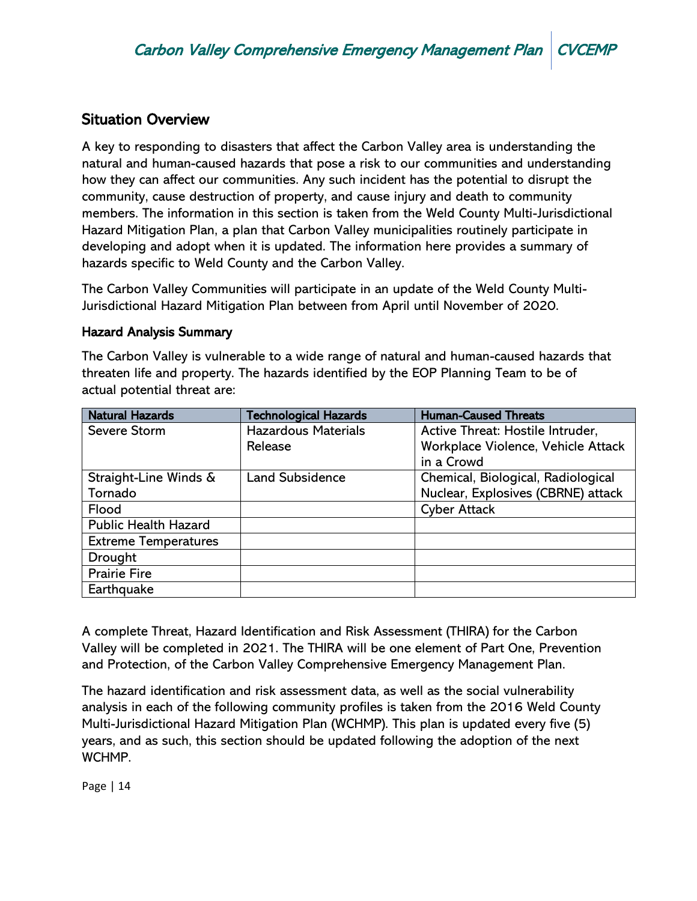## Situation Overview

A key to responding to disasters that affect the Carbon Valley area is understanding the natural and human-caused hazards that pose a risk to our communities and understanding how they can affect our communities. Any such incident has the potential to disrupt the community, cause destruction of property, and cause injury and death to community members. The information in this section is taken from the Weld County Multi-Jurisdictional Hazard Mitigation Plan, a plan that Carbon Valley municipalities routinely participate in developing and adopt when it is updated. The information here provides a summary of hazards specific to Weld County and the Carbon Valley.

The Carbon Valley Communities will participate in an update of the Weld County Multi-Jurisdictional Hazard Mitigation Plan between from April until November of 2020.

### Hazard Analysis Summary

The Carbon Valley is vulnerable to a wide range of natural and human-caused hazards that threaten life and property. The hazards identified by the EOP Planning Team to be of actual potential threat are:

| Natural Hazards | Technological Hazards | Human-Caused Threats |
|---|---|---|
| Severe Storm | Hazardous Materials Release | Active Threat: Hostile Intruder, Workplace Violence, Vehicle Attack in a Crowd |
| Straight-Line Winds & Tornado | Land Subsidence | Chemical, Biological, Radiological Nuclear, Explosives (CBRNE) attack |
| Flood | | Cyber Attack |
| Public Health Hazard | | |
| Extreme Temperatures | | |
| Drought | | |
| Prairie Fire | | |
| Earthquake | | |

A complete Threat, Hazard Identification and Risk Assessment (THIRA) for the Carbon Valley will be completed in 2021. The THIRA will be one element of Part One, Prevention and Protection, of the Carbon Valley Comprehensive Emergency Management Plan.

The hazard identification and risk assessment data, as well as the social vulnerability analysis in each of the following community profiles is taken from the 2016 Weld County Multi-Jurisdictional Hazard Mitigation Plan (WCHMP). This plan is updated every five (5) years, and as such, this section should be updated following the adoption of the next WCHMP.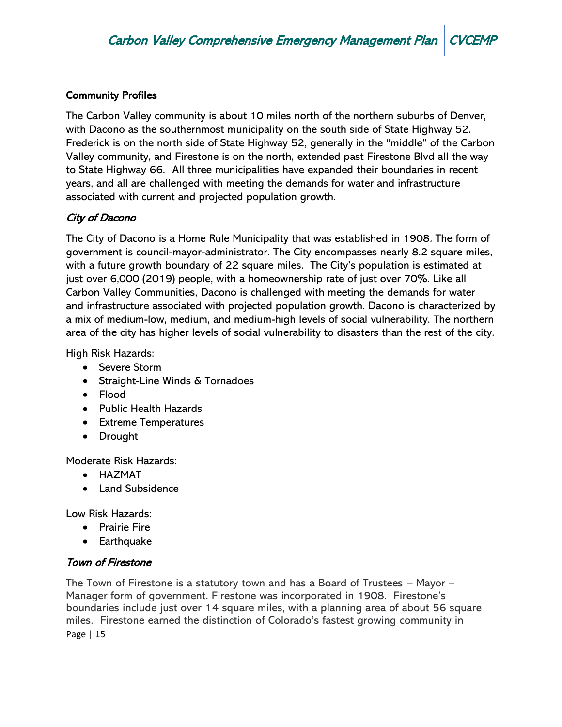## Community Profiles

The Carbon Valley community is about 10 miles north of the northern suburbs of Denver, with Dacono as the southernmost municipality on the south side of State Highway 52. Frederick is on the north side of State Highway 52, generally in the "middle" of the Carbon Valley community, and Firestone is on the north, extended past Firestone Blvd all the way to State Highway 66. All three municipalities have expanded their boundaries in recent years, and all are challenged with meeting the demands for water and infrastructure associated with current and projected population growth.

### *City of Dacono*

The City of Dacono is a Home Rule Municipality that was established in 1908. The form of government is council-mayor-administrator. The City encompasses nearly 8.2 square miles, with a future growth boundary of 22 square miles. The City's population is estimated at just over 6,000 (2019) people, with a homeownership rate of just over 70%. Like all Carbon Valley Communities, Dacono is challenged with meeting the demands for water and infrastructure associated with projected population growth. Dacono is characterized by a mix of medium-low, medium, and medium-high levels of social vulnerability. The northern area of the city has higher levels of social vulnerability to disasters than the rest of the city.

High Risk Hazards:

- Severe Storm
- Straight-Line Winds & Tornadoes
- Flood
- Public Health Hazards
- Extreme Temperatures
- Drought

Moderate Risk Hazards:

- HAZMAT
- Land Subsidence

Low Risk Hazards:

- Prairie Fire
- Earthquake

### *Town of Firestone*

The Town of Firestone is a statutory town and has a Board of Trustees – Mayor – Manager form of government. Firestone was incorporated in 1908. Firestone's boundaries include just over 14 square miles, with a planning area of about 56 square miles. Firestone earned the distinction of Colorado's fastest growing community in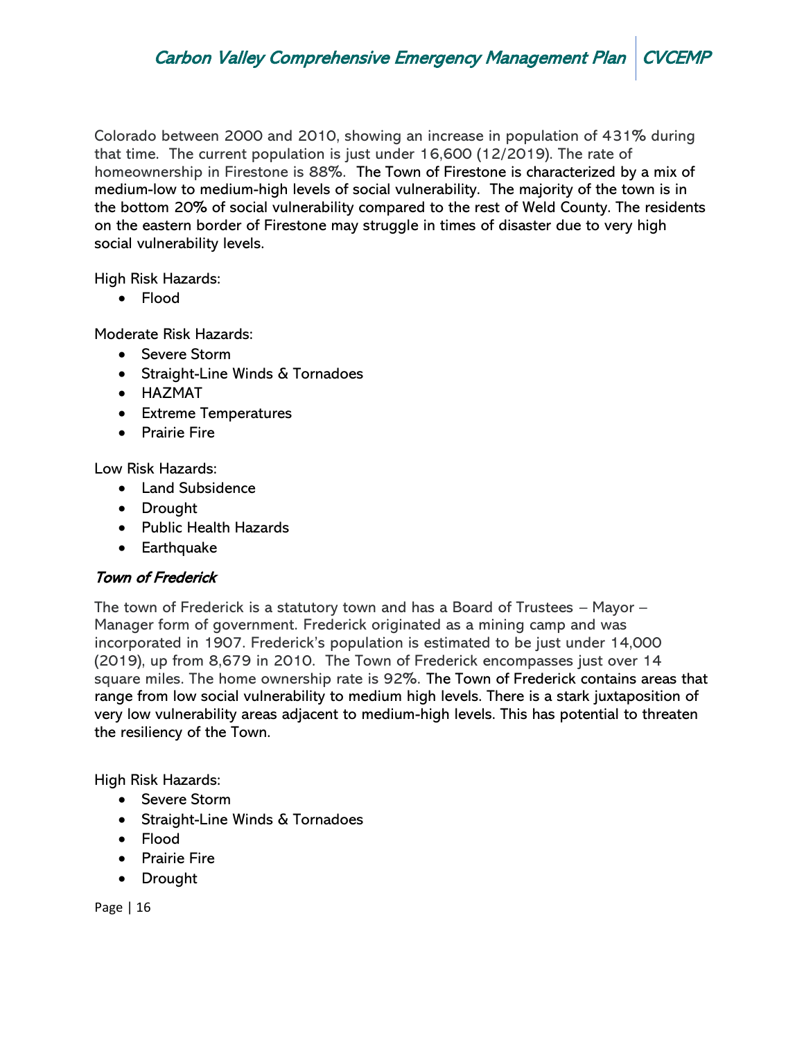Colorado between 2000 and 2010, showing an increase in population of 431% during that time. The current population is just under 16,600 (12/2019). The rate of homeownership in Firestone is 88%. The Town of Firestone is characterized by a mix of medium-low to medium-high levels of social vulnerability. The majority of the town is in the bottom 20% of social vulnerability compared to the rest of Weld County. The residents on the eastern border of Firestone may struggle in times of disaster due to very high social vulnerability levels.

High Risk Hazards:

- Flood

Moderate Risk Hazards:

- Severe Storm
- Straight-Line Winds & Tornadoes
- HAZMAT
- Extreme Temperatures
- Prairie Fire

Low Risk Hazards:

- Land Subsidence
- Drought
- Public Health Hazards
- Earthquake

### *Town of Frederick*

The town of Frederick is a statutory town and has a Board of Trustees – Mayor – Manager form of government. Frederick originated as a mining camp and was incorporated in 1907. Frederick's population is estimated to be just under 14,000 (2019), up from 8,679 in 2010. The Town of Frederick encompasses just over 14 square miles. The home ownership rate is 92%. The Town of Frederick contains areas that range from low social vulnerability to medium high levels. There is a stark juxtaposition of very low vulnerability areas adjacent to medium-high levels. This has potential to threaten the resiliency of the Town.

High Risk Hazards:

- Severe Storm
- Straight-Line Winds & Tornadoes
- Flood
- Prairie Fire
- Drought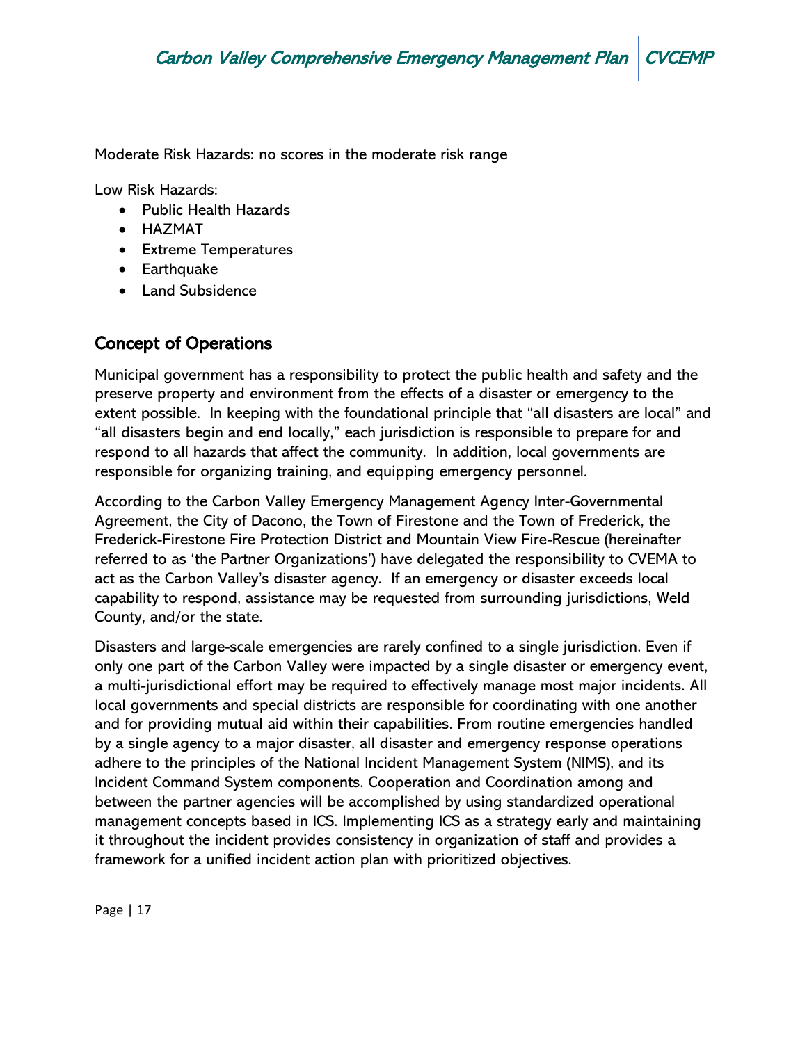Moderate Risk Hazards: no scores in the moderate risk range

Low Risk Hazards:

- Public Health Hazards
- HAZMAT
- Extreme Temperatures
- Earthquake
- Land Subsidence

## Concept of Operations

Municipal government has a responsibility to protect the public health and safety and the preserve property and environment from the effects of a disaster or emergency to the extent possible. In keeping with the foundational principle that "all disasters are local" and "all disasters begin and end locally," each jurisdiction is responsible to prepare for and respond to all hazards that affect the community. In addition, local governments are responsible for organizing training, and equipping emergency personnel.

According to the Carbon Valley Emergency Management Agency Inter-Governmental Agreement, the City of Dacono, the Town of Firestone and the Town of Frederick, the Frederick-Firestone Fire Protection District and Mountain View Fire-Rescue (hereinafter referred to as 'the Partner Organizations') have delegated the responsibility to CVEMA to act as the Carbon Valley's disaster agency. If an emergency or disaster exceeds local capability to respond, assistance may be requested from surrounding jurisdictions, Weld County, and/or the state.

Disasters and large-scale emergencies are rarely confined to a single jurisdiction. Even if only one part of the Carbon Valley were impacted by a single disaster or emergency event, a multi-jurisdictional effort may be required to effectively manage most major incidents. All local governments and special districts are responsible for coordinating with one another and for providing mutual aid within their capabilities. From routine emergencies handled by a single agency to a major disaster, all disaster and emergency response operations adhere to the principles of the National Incident Management System (NIMS), and its Incident Command System components. Cooperation and Coordination among and between the partner agencies will be accomplished by using standardized operational management concepts based in ICS. Implementing ICS as a strategy early and maintaining it throughout the incident provides consistency in organization of staff and provides a framework for a unified incident action plan with prioritized objectives.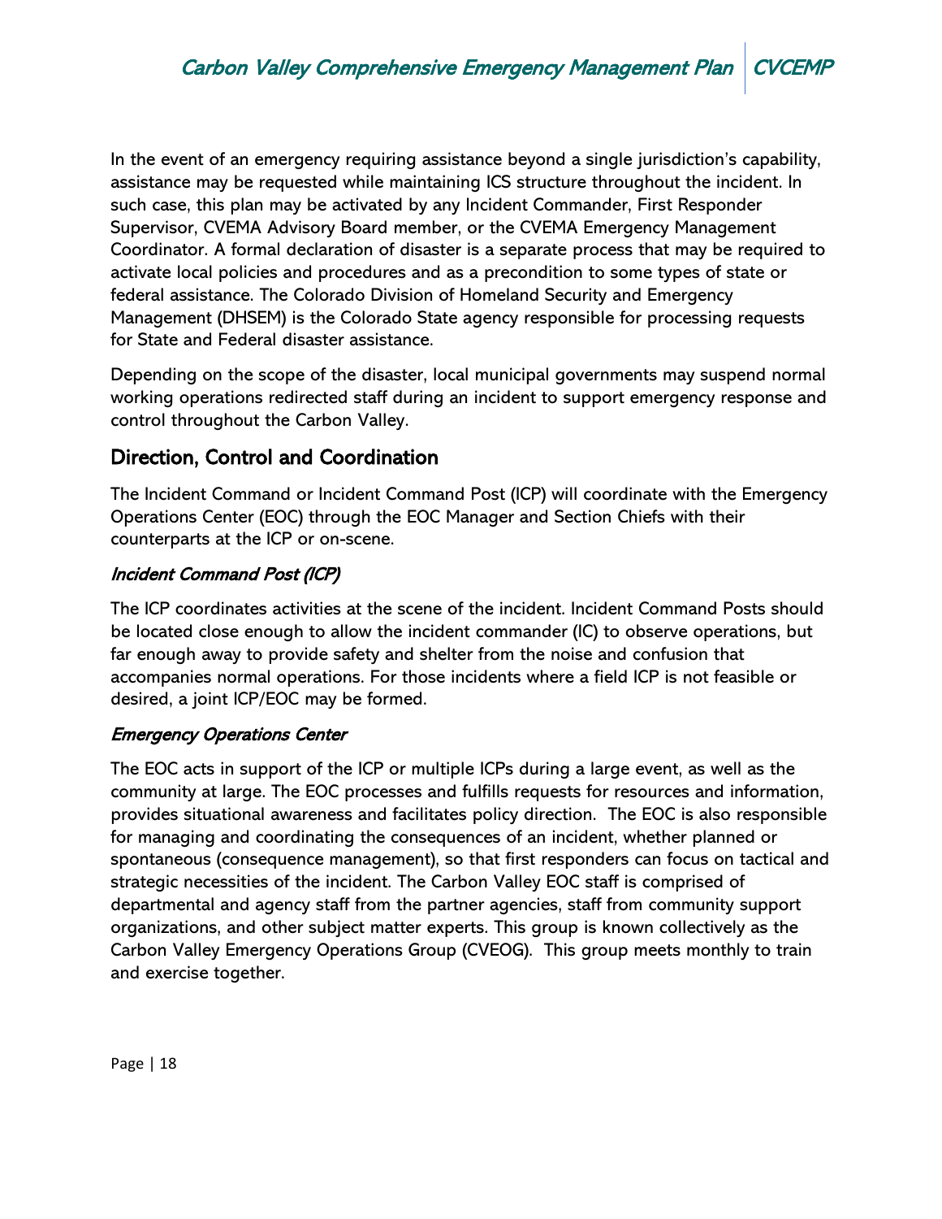In the event of an emergency requiring assistance beyond a single jurisdiction's capability, assistance may be requested while maintaining ICS structure throughout the incident. In such case, this plan may be activated by any Incident Commander, First Responder Supervisor, CVEMA Advisory Board member, or the CVEMA Emergency Management Coordinator. A formal declaration of disaster is a separate process that may be required to activate local policies and procedures and as a precondition to some types of state or federal assistance. The Colorado Division of Homeland Security and Emergency Management (DHSEM) is the Colorado State agency responsible for processing requests for State and Federal disaster assistance.

Depending on the scope of the disaster, local municipal governments may suspend normal working operations redirected staff during an incident to support emergency response and control throughout the Carbon Valley.

## Direction, Control and Coordination

The Incident Command or Incident Command Post (ICP) will coordinate with the Emergency Operations Center (EOC) through the EOC Manager and Section Chiefs with their counterparts at the ICP or on-scene.

### *Incident Command Post (ICP)*

The ICP coordinates activities at the scene of the incident. Incident Command Posts should be located close enough to allow the incident commander (IC) to observe operations, but far enough away to provide safety and shelter from the noise and confusion that accompanies normal operations. For those incidents where a field ICP is not feasible or desired, a joint ICP/EOC may be formed.

### *Emergency Operations Center*

The EOC acts in support of the ICP or multiple ICPs during a large event, as well as the community at large. The EOC processes and fulfills requests for resources and information, provides situational awareness and facilitates policy direction. The EOC is also responsible for managing and coordinating the consequences of an incident, whether planned or spontaneous (consequence management), so that first responders can focus on tactical and strategic necessities of the incident. The Carbon Valley EOC staff is comprised of departmental and agency staff from the partner agencies, staff from community support organizations, and other subject matter experts. This group is known collectively as the Carbon Valley Emergency Operations Group (CVEOG). This group meets monthly to train and exercise together.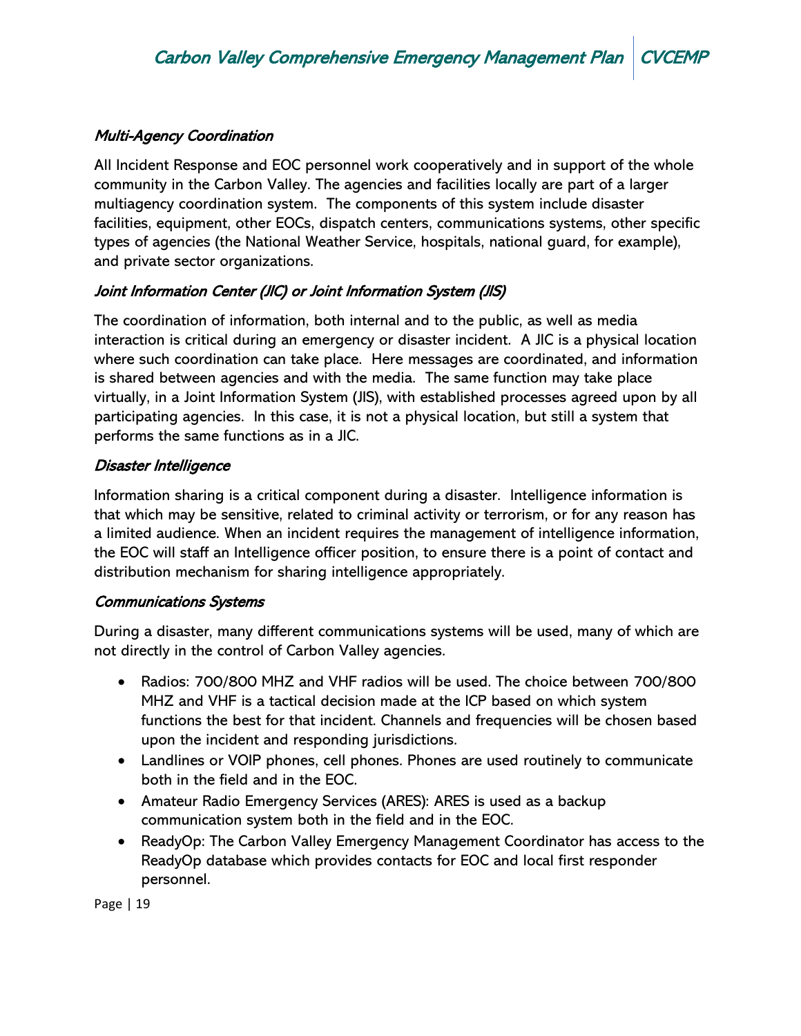### *Multi-Agency Coordination*

All Incident Response and EOC personnel work cooperatively and in support of the whole community in the Carbon Valley. The agencies and facilities locally are part of a larger multiagency coordination system. The components of this system include disaster facilities, equipment, other EOCs, dispatch centers, communications systems, other specific types of agencies (the National Weather Service, hospitals, national guard, for example), and private sector organizations.

### *Joint Information Center (JIC) or Joint Information System (JIS)*

The coordination of information, both internal and to the public, as well as media interaction is critical during an emergency or disaster incident. A JIC is a physical location where such coordination can take place. Here messages are coordinated, and information is shared between agencies and with the media. The same function may take place virtually, in a Joint Information System (JIS), with established processes agreed upon by all participating agencies. In this case, it is not a physical location, but still a system that performs the same functions as in a JIC.

### *Disaster Intelligence*

Information sharing is a critical component during a disaster. Intelligence information is that which may be sensitive, related to criminal activity or terrorism, or for any reason has a limited audience. When an incident requires the management of intelligence information, the EOC will staff an Intelligence officer position, to ensure there is a point of contact and distribution mechanism for sharing intelligence appropriately.

### *Communications Systems*

During a disaster, many different communications systems will be used, many of which are not directly in the control of Carbon Valley agencies.

- Radios: 700/800 MHZ and VHF radios will be used. The choice between 700/800 MHZ and VHF is a tactical decision made at the ICP based on which system functions the best for that incident. Channels and frequencies will be chosen based upon the incident and responding jurisdictions.
- Landlines or VOIP phones, cell phones. Phones are used routinely to communicate both in the field and in the EOC.
- Amateur Radio Emergency Services (ARES): ARES is used as a backup communication system both in the field and in the EOC.
- ReadyOp: The Carbon Valley Emergency Management Coordinator has access to the ReadyOp database which provides contacts for EOC and local first responder personnel.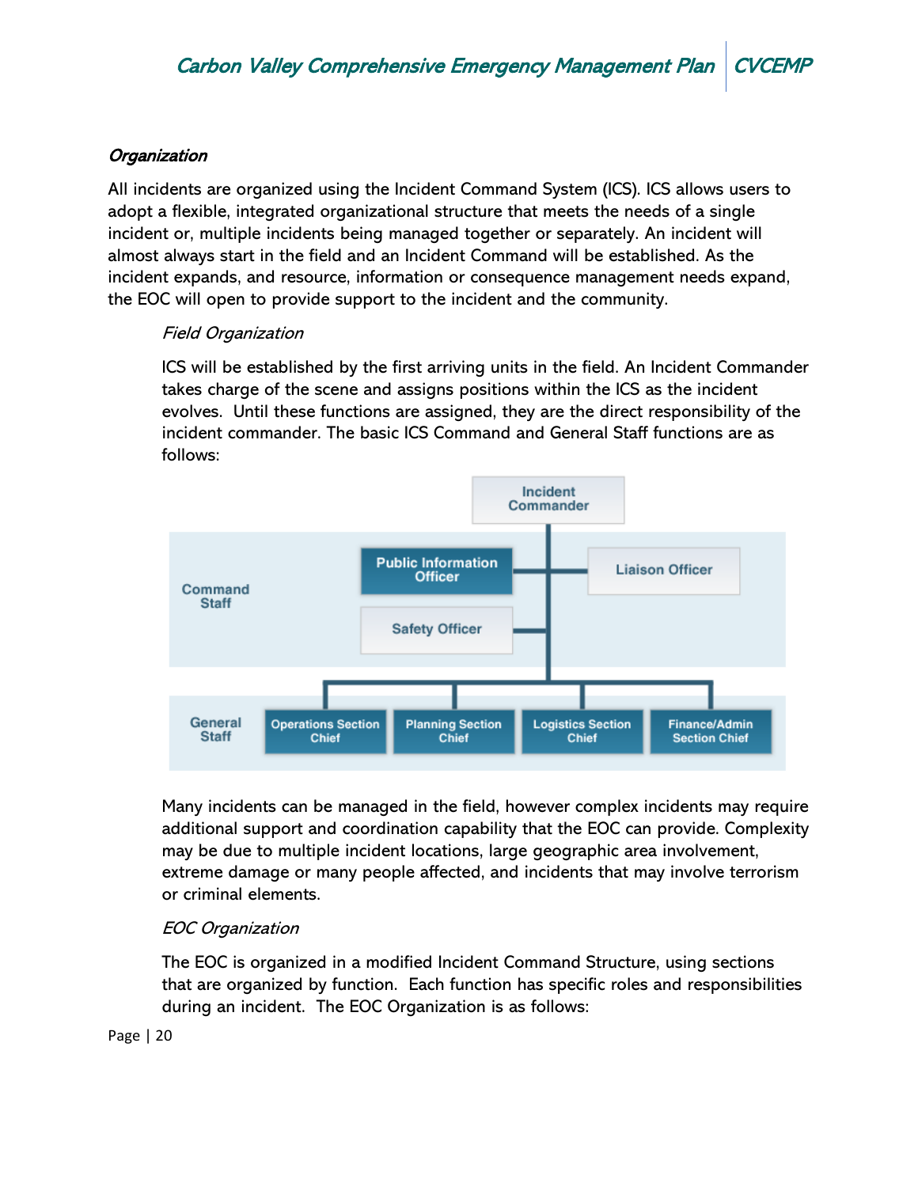*Organization*

All incidents are organized using the Incident Command System (ICS). ICS allows users to adopt a flexible, integrated organizational structure that meets the needs of a single incident or, multiple incidents being managed together or separately. An incident will almost always start in the field and an Incident Command will be established. As the incident expands, and resource, information or consequence management needs expand, the EOC will open to provide support to the incident and the community.

*Field Organization*

ICS will be established by the first arriving units in the field. An Incident Commander takes charge of the scene and assigns positions within the ICS as the incident evolves. Until these functions are assigned, they are the direct responsibility of the incident commander. The basic ICS Command and General Staff functions are as follows:

Incident Commander

Command Staff: Public Information Officer, Liaison Officer, Safety Officer

General Staff: Operations Section Chief, Planning Section Chief, Logistics Section Chief, Finance/Admin Section Chief

Many incidents can be managed in the field, however complex incidents may require additional support and coordination capability that the EOC can provide. Complexity may be due to multiple incident locations, large geographic area involvement, extreme damage or many people affected, and incidents that may involve terrorism or criminal elements.

*EOC Organization*

The EOC is organized in a modified Incident Command Structure, using sections that are organized by function. Each function has specific roles and responsibilities during an incident. The EOC Organization is as follows: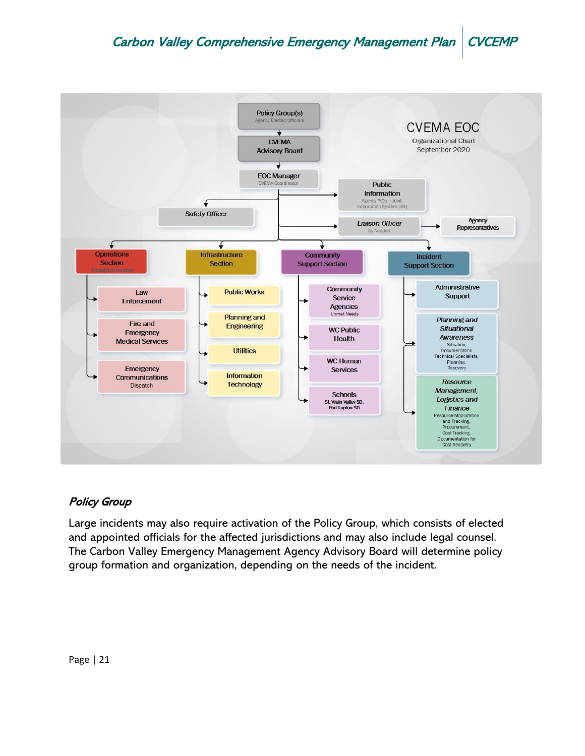**CVEMA EOC**
Organizational Chart
September 2020

- Policy Group(s) – Agency Elected Officials
  - CVEMA Advisory Board
    - EOC Manager – CVEMA Coordinator
      - Public Information – Agency PIOs – Joint Information System (JIS)
      - Safety Officer
      - Liaison Officer – As Needed
        - Agency Representatives
      - Operations Section – Emergency Services
        - Law Enforcement
        - Fire and Emergency Medical Services
        - Emergency Communications – Dispatch
      - Infrastructure Section
        - Public Works
        - Planning and Engineering
        - Utilities
        - Information Technology
      - Community Support Section
        - Community Service Agencies – Unmet Needs
        - WC Public Health
        - WC Human Services
        - Schools – St. Vrain Valley SD, Fort Lupton SD
      - Incident Support Section
        - Administrative Support
        - *Planning and Situational Awareness* – Situation, Documentation, Technical Specialists, Planning, Recovery
        - *Resource Management, Logistics and Finance* – Resource Mobilization and Tracking, Procurement, Cost Tracking, Documentation for Cost Recovery

### *Policy Group*

Large incidents may also require activation of the Policy Group, which consists of elected and appointed officials for the affected jurisdictions and may also include legal counsel. The Carbon Valley Emergency Management Agency Advisory Board will determine policy group formation and organization, depending on the needs of the incident.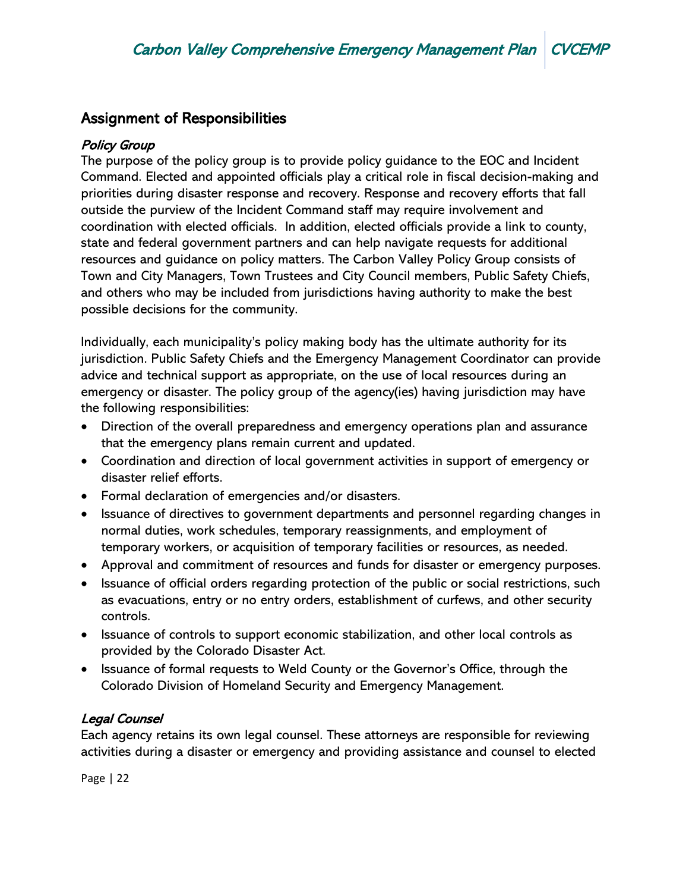## Assignment of Responsibilities

### *Policy Group*

The purpose of the policy group is to provide policy guidance to the EOC and Incident Command. Elected and appointed officials play a critical role in fiscal decision-making and priorities during disaster response and recovery. Response and recovery efforts that fall outside the purview of the Incident Command staff may require involvement and coordination with elected officials. In addition, elected officials provide a link to county, state and federal government partners and can help navigate requests for additional resources and guidance on policy matters. The Carbon Valley Policy Group consists of Town and City Managers, Town Trustees and City Council members, Public Safety Chiefs, and others who may be included from jurisdictions having authority to make the best possible decisions for the community.

Individually, each municipality's policy making body has the ultimate authority for its jurisdiction. Public Safety Chiefs and the Emergency Management Coordinator can provide advice and technical support as appropriate, on the use of local resources during an emergency or disaster. The policy group of the agency(ies) having jurisdiction may have the following responsibilities:

- Direction of the overall preparedness and emergency operations plan and assurance that the emergency plans remain current and updated.
- Coordination and direction of local government activities in support of emergency or disaster relief efforts.
- Formal declaration of emergencies and/or disasters.
- Issuance of directives to government departments and personnel regarding changes in normal duties, work schedules, temporary reassignments, and employment of temporary workers, or acquisition of temporary facilities or resources, as needed.
- Approval and commitment of resources and funds for disaster or emergency purposes.
- Issuance of official orders regarding protection of the public or social restrictions, such as evacuations, entry or no entry orders, establishment of curfews, and other security controls.
- Issuance of controls to support economic stabilization, and other local controls as provided by the Colorado Disaster Act.
- Issuance of formal requests to Weld County or the Governor's Office, through the Colorado Division of Homeland Security and Emergency Management.

### *Legal Counsel*

Each agency retains its own legal counsel. These attorneys are responsible for reviewing activities during a disaster or emergency and providing assistance and counsel to elected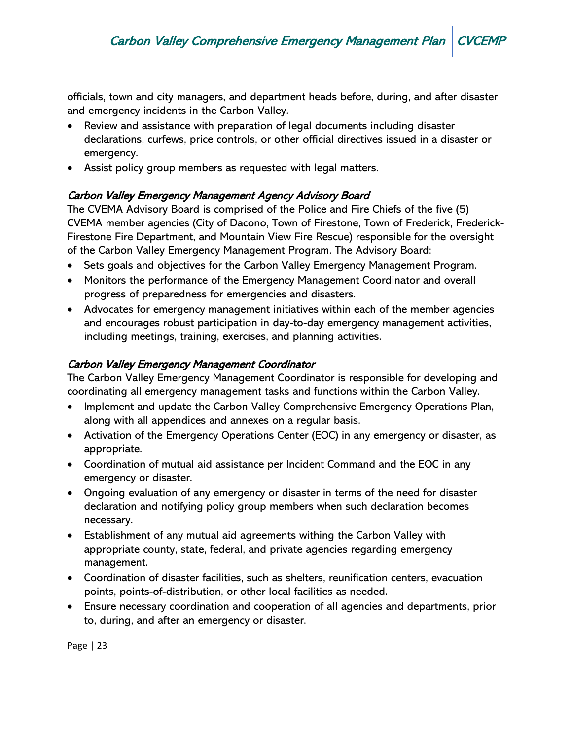officials, town and city managers, and department heads before, during, and after disaster and emergency incidents in the Carbon Valley.

- Review and assistance with preparation of legal documents including disaster declarations, curfews, price controls, or other official directives issued in a disaster or emergency.
- Assist policy group members as requested with legal matters.

### *Carbon Valley Emergency Management Agency Advisory Board*

The CVEMA Advisory Board is comprised of the Police and Fire Chiefs of the five (5) CVEMA member agencies (City of Dacono, Town of Firestone, Town of Frederick, Frederick-Firestone Fire Department, and Mountain View Fire Rescue) responsible for the oversight of the Carbon Valley Emergency Management Program. The Advisory Board:

- Sets goals and objectives for the Carbon Valley Emergency Management Program.
- Monitors the performance of the Emergency Management Coordinator and overall progress of preparedness for emergencies and disasters.
- Advocates for emergency management initiatives within each of the member agencies and encourages robust participation in day-to-day emergency management activities, including meetings, training, exercises, and planning activities.

### *Carbon Valley Emergency Management Coordinator*

The Carbon Valley Emergency Management Coordinator is responsible for developing and coordinating all emergency management tasks and functions within the Carbon Valley.

- Implement and update the Carbon Valley Comprehensive Emergency Operations Plan, along with all appendices and annexes on a regular basis.
- Activation of the Emergency Operations Center (EOC) in any emergency or disaster, as appropriate.
- Coordination of mutual aid assistance per Incident Command and the EOC in any emergency or disaster.
- Ongoing evaluation of any emergency or disaster in terms of the need for disaster declaration and notifying policy group members when such declaration becomes necessary.
- Establishment of any mutual aid agreements withing the Carbon Valley with appropriate county, state, federal, and private agencies regarding emergency management.
- Coordination of disaster facilities, such as shelters, reunification centers, evacuation points, points-of-distribution, or other local facilities as needed.
- Ensure necessary coordination and cooperation of all agencies and departments, prior to, during, and after an emergency or disaster.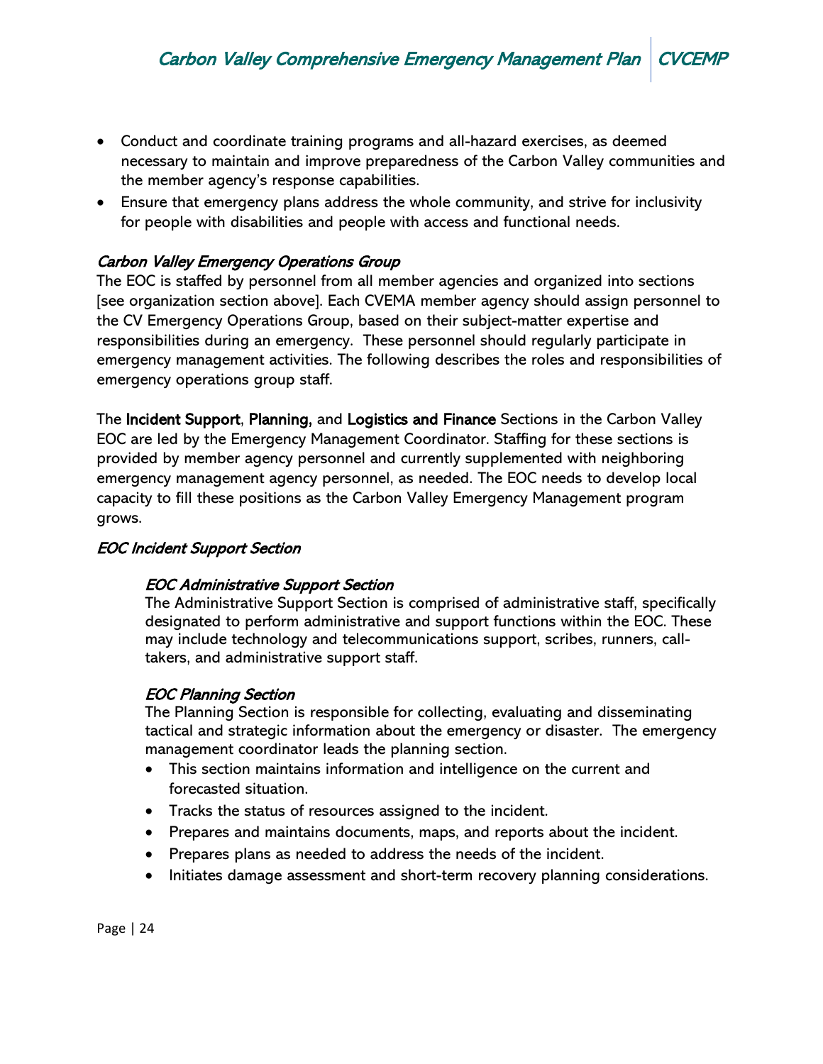- Conduct and coordinate training programs and all-hazard exercises, as deemed necessary to maintain and improve preparedness of the Carbon Valley communities and the member agency's response capabilities.
- Ensure that emergency plans address the whole community, and strive for inclusivity for people with disabilities and people with access and functional needs.

### *Carbon Valley Emergency Operations Group*

The EOC is staffed by personnel from all member agencies and organized into sections [see organization section above]. Each CVEMA member agency should assign personnel to the CV Emergency Operations Group, based on their subject-matter expertise and responsibilities during an emergency. These personnel should regularly participate in emergency management activities. The following describes the roles and responsibilities of emergency operations group staff.

The **Incident Support**, **Planning,** and **Logistics and Finance** Sections in the Carbon Valley EOC are led by the Emergency Management Coordinator. Staffing for these sections is provided by member agency personnel and currently supplemented with neighboring emergency management agency personnel, as needed. The EOC needs to develop local capacity to fill these positions as the Carbon Valley Emergency Management program grows.

### *EOC Incident Support Section*

#### *EOC Administrative Support Section*

The Administrative Support Section is comprised of administrative staff, specifically designated to perform administrative and support functions within the EOC. These may include technology and telecommunications support, scribes, runners, call-takers, and administrative support staff.

#### *EOC Planning Section*

The Planning Section is responsible for collecting, evaluating and disseminating tactical and strategic information about the emergency or disaster. The emergency management coordinator leads the planning section.

- This section maintains information and intelligence on the current and forecasted situation.
- Tracks the status of resources assigned to the incident.
- Prepares and maintains documents, maps, and reports about the incident.
- Prepares plans as needed to address the needs of the incident.
- Initiates damage assessment and short-term recovery planning considerations.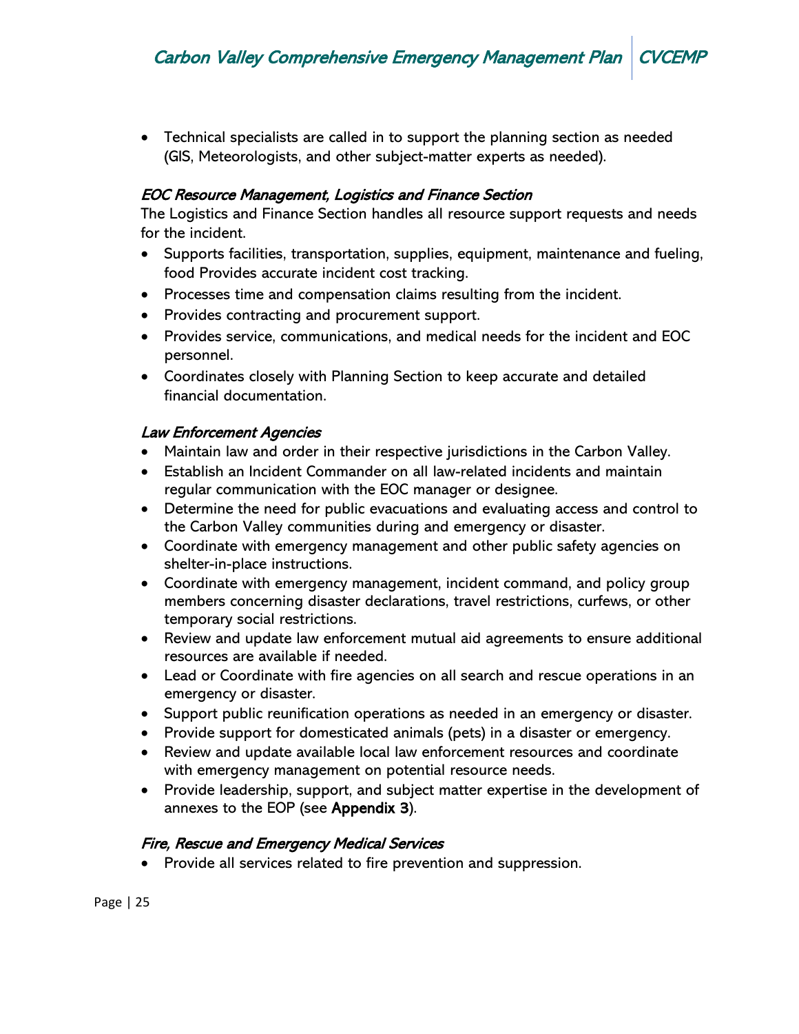- Technical specialists are called in to support the planning section as needed (GIS, Meteorologists, and other subject-matter experts as needed).

### *EOC Resource Management, Logistics and Finance Section*

The Logistics and Finance Section handles all resource support requests and needs for the incident.

- Supports facilities, transportation, supplies, equipment, maintenance and fueling, food Provides accurate incident cost tracking.
- Processes time and compensation claims resulting from the incident.
- Provides contracting and procurement support.
- Provides service, communications, and medical needs for the incident and EOC personnel.
- Coordinates closely with Planning Section to keep accurate and detailed financial documentation.

### *Law Enforcement Agencies*

- Maintain law and order in their respective jurisdictions in the Carbon Valley.
- Establish an Incident Commander on all law-related incidents and maintain regular communication with the EOC manager or designee.
- Determine the need for public evacuations and evaluating access and control to the Carbon Valley communities during and emergency or disaster.
- Coordinate with emergency management and other public safety agencies on shelter-in-place instructions.
- Coordinate with emergency management, incident command, and policy group members concerning disaster declarations, travel restrictions, curfews, or other temporary social restrictions.
- Review and update law enforcement mutual aid agreements to ensure additional resources are available if needed.
- Lead or Coordinate with fire agencies on all search and rescue operations in an emergency or disaster.
- Support public reunification operations as needed in an emergency or disaster.
- Provide support for domesticated animals (pets) in a disaster or emergency.
- Review and update available local law enforcement resources and coordinate with emergency management on potential resource needs.
- Provide leadership, support, and subject matter expertise in the development of annexes to the EOP (see **Appendix 3**).

### *Fire, Rescue and Emergency Medical Services*

- Provide all services related to fire prevention and suppression.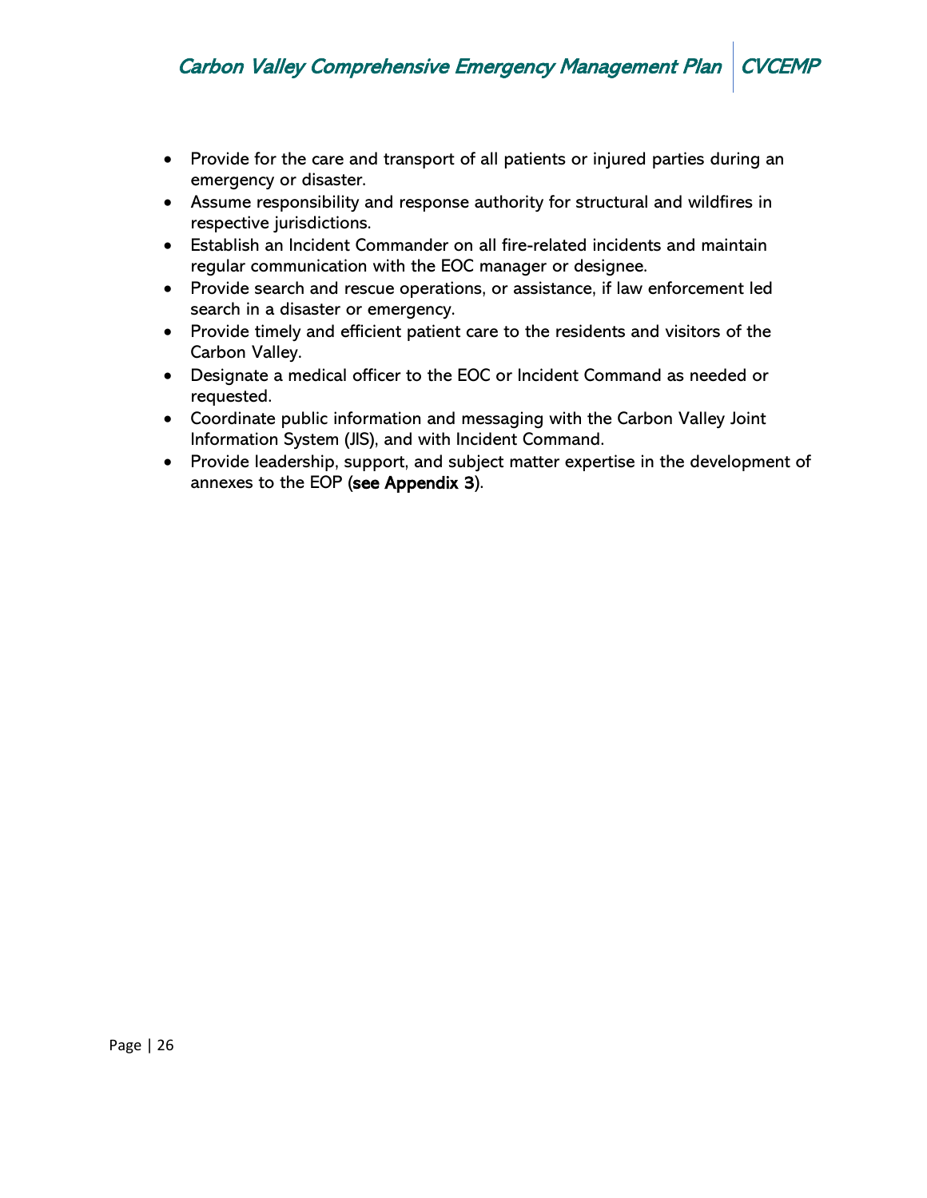- Provide for the care and transport of all patients or injured parties during an emergency or disaster.
- Assume responsibility and response authority for structural and wildfires in respective jurisdictions.
- Establish an Incident Commander on all fire-related incidents and maintain regular communication with the EOC manager or designee.
- Provide search and rescue operations, or assistance, if law enforcement led search in a disaster or emergency.
- Provide timely and efficient patient care to the residents and visitors of the Carbon Valley.
- Designate a medical officer to the EOC or Incident Command as needed or requested.
- Coordinate public information and messaging with the Carbon Valley Joint Information System (JIS), and with Incident Command.
- Provide leadership, support, and subject matter expertise in the development of annexes to the EOP (**see Appendix 3**).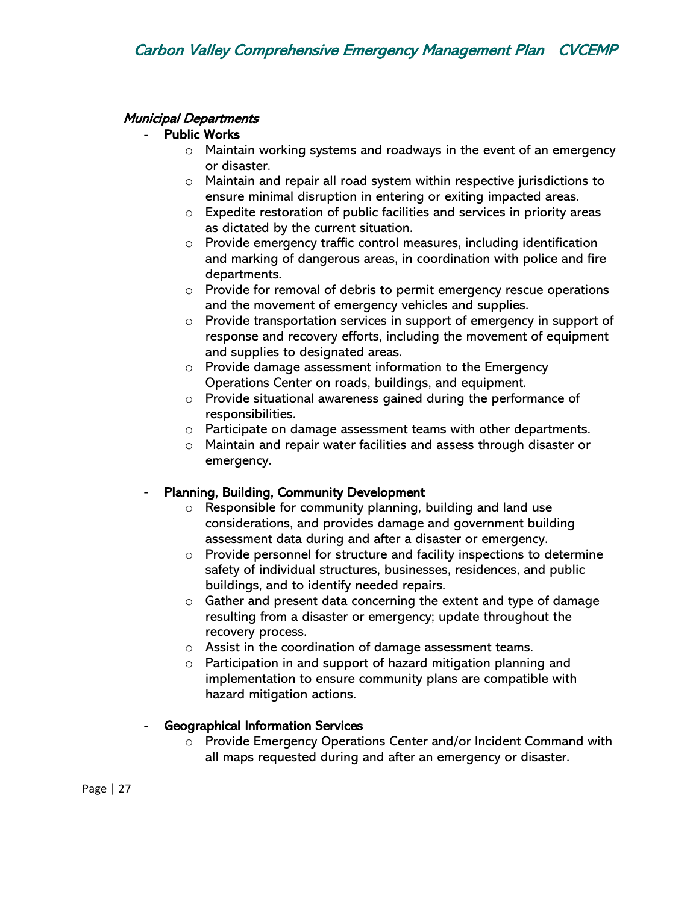### *Municipal Departments*

- **Public Works**
  - Maintain working systems and roadways in the event of an emergency or disaster.
  - Maintain and repair all road system within respective jurisdictions to ensure minimal disruption in entering or exiting impacted areas.
  - Expedite restoration of public facilities and services in priority areas as dictated by the current situation.
  - Provide emergency traffic control measures, including identification and marking of dangerous areas, in coordination with police and fire departments.
  - Provide for removal of debris to permit emergency rescue operations and the movement of emergency vehicles and supplies.
  - Provide transportation services in support of emergency in support of response and recovery efforts, including the movement of equipment and supplies to designated areas.
  - Provide damage assessment information to the Emergency Operations Center on roads, buildings, and equipment.
  - Provide situational awareness gained during the performance of responsibilities.
  - Participate on damage assessment teams with other departments.
  - Maintain and repair water facilities and assess through disaster or emergency.

- **Planning, Building, Community Development**
  - Responsible for community planning, building and land use considerations, and provides damage and government building assessment data during and after a disaster or emergency.
  - Provide personnel for structure and facility inspections to determine safety of individual structures, businesses, residences, and public buildings, and to identify needed repairs.
  - Gather and present data concerning the extent and type of damage resulting from a disaster or emergency; update throughout the recovery process.
  - Assist in the coordination of damage assessment teams.
  - Participation in and support of hazard mitigation planning and implementation to ensure community plans are compatible with hazard mitigation actions.

- **Geographical Information Services**
  - Provide Emergency Operations Center and/or Incident Command with all maps requested during and after an emergency or disaster.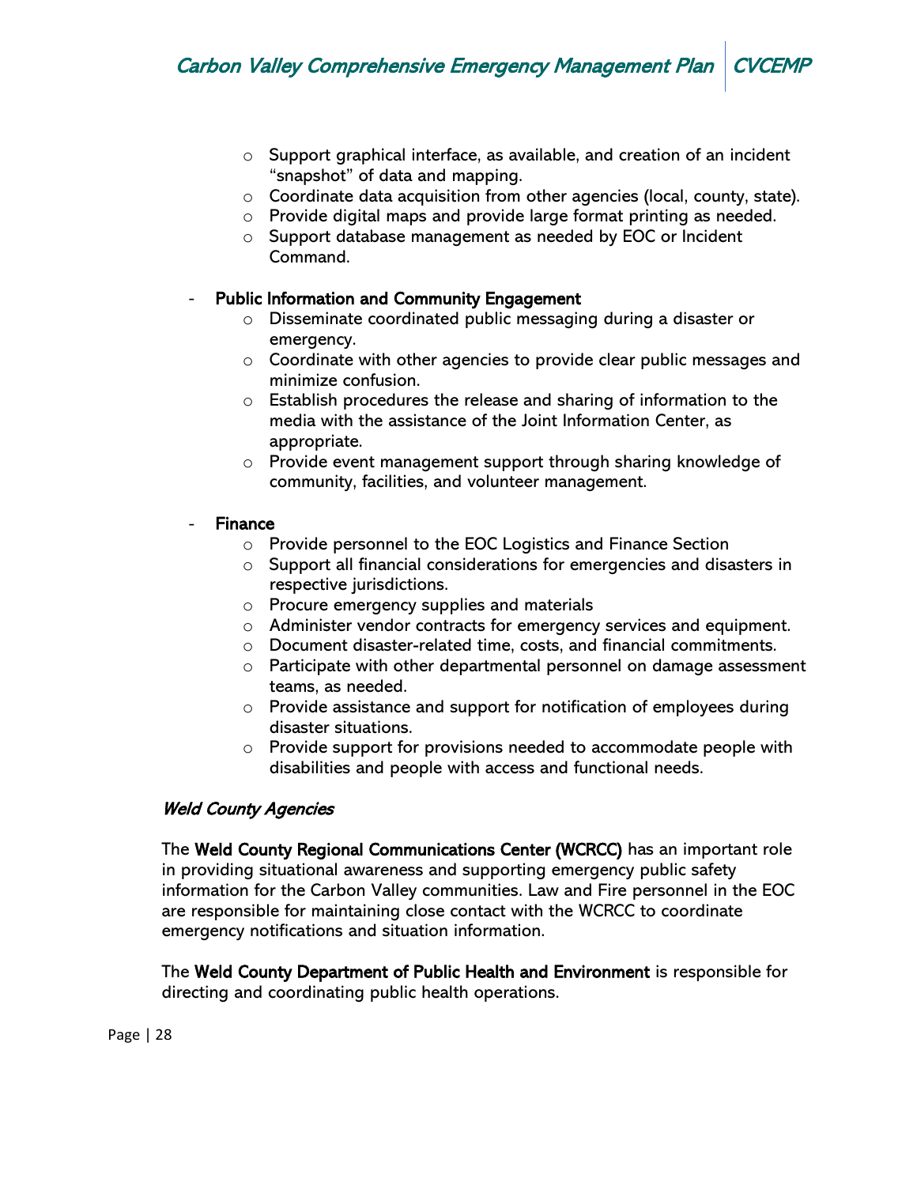- Support graphical interface, as available, and creation of an incident "snapshot" of data and mapping.
- Coordinate data acquisition from other agencies (local, county, state).
- Provide digital maps and provide large format printing as needed.
- Support database management as needed by EOC or Incident Command.

- **Public Information and Community Engagement**
  - Disseminate coordinated public messaging during a disaster or emergency.
  - Coordinate with other agencies to provide clear public messages and minimize confusion.
  - Establish procedures the release and sharing of information to the media with the assistance of the Joint Information Center, as appropriate.
  - Provide event management support through sharing knowledge of community, facilities, and volunteer management.

- **Finance**
  - Provide personnel to the EOC Logistics and Finance Section
  - Support all financial considerations for emergencies and disasters in respective jurisdictions.
  - Procure emergency supplies and materials
  - Administer vendor contracts for emergency services and equipment.
  - Document disaster-related time, costs, and financial commitments.
  - Participate with other departmental personnel on damage assessment teams, as needed.
  - Provide assistance and support for notification of employees during disaster situations.
  - Provide support for provisions needed to accommodate people with disabilities and people with access and functional needs.

### *Weld County Agencies*

The **Weld County Regional Communications Center (WCRCC)** has an important role in providing situational awareness and supporting emergency public safety information for the Carbon Valley communities. Law and Fire personnel in the EOC are responsible for maintaining close contact with the WCRCC to coordinate emergency notifications and situation information.

The **Weld County Department of Public Health and Environment** is responsible for directing and coordinating public health operations.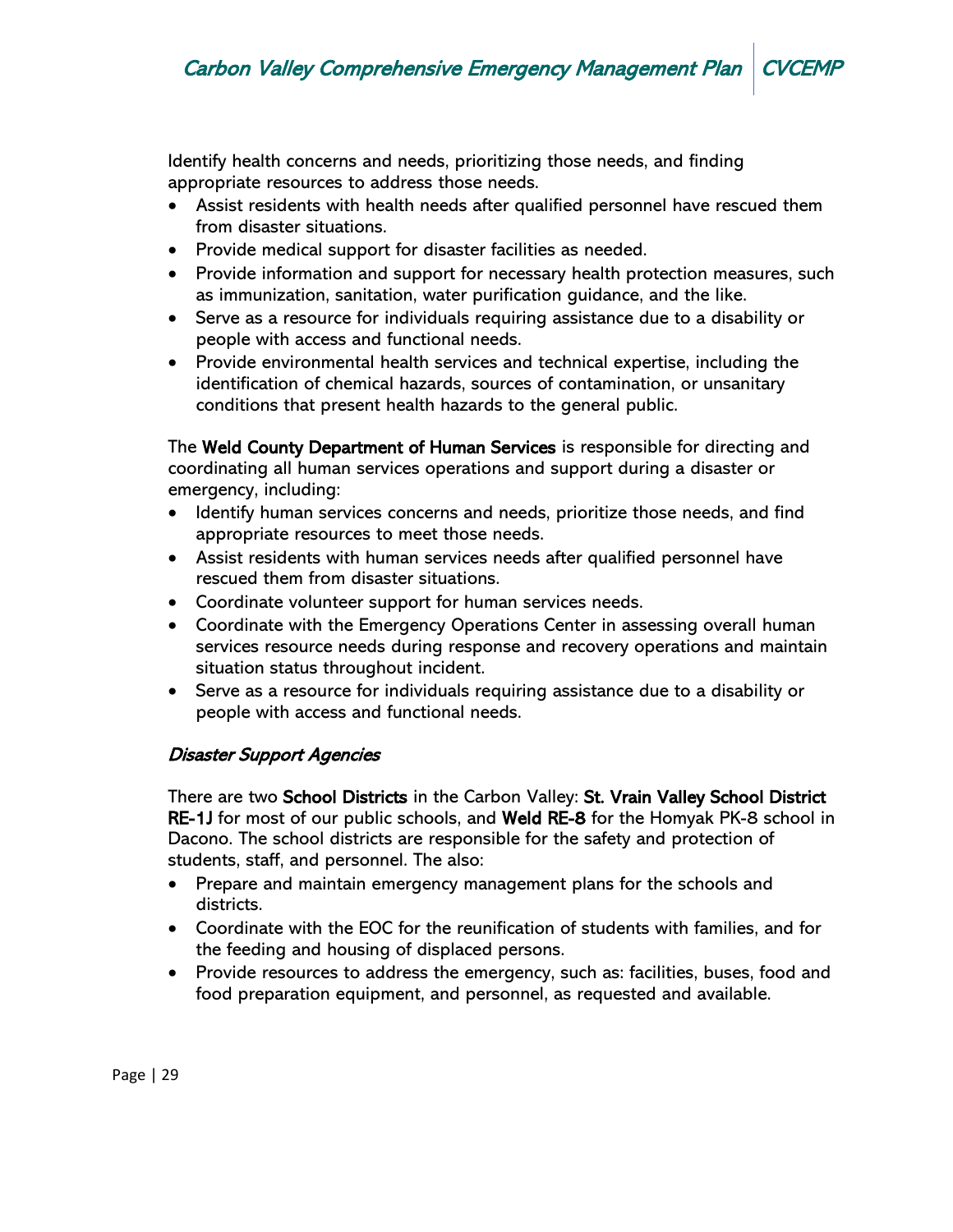Identify health concerns and needs, prioritizing those needs, and finding appropriate resources to address those needs.

- Assist residents with health needs after qualified personnel have rescued them from disaster situations.
- Provide medical support for disaster facilities as needed.
- Provide information and support for necessary health protection measures, such as immunization, sanitation, water purification guidance, and the like.
- Serve as a resource for individuals requiring assistance due to a disability or people with access and functional needs.
- Provide environmental health services and technical expertise, including the identification of chemical hazards, sources of contamination, or unsanitary conditions that present health hazards to the general public.

The **Weld County Department of Human Services** is responsible for directing and coordinating all human services operations and support during a disaster or emergency, including:

- Identify human services concerns and needs, prioritize those needs, and find appropriate resources to meet those needs.
- Assist residents with human services needs after qualified personnel have rescued them from disaster situations.
- Coordinate volunteer support for human services needs.
- Coordinate with the Emergency Operations Center in assessing overall human services resource needs during response and recovery operations and maintain situation status throughout incident.
- Serve as a resource for individuals requiring assistance due to a disability or people with access and functional needs.

### *Disaster Support Agencies*

There are two **School Districts** in the Carbon Valley: **St. Vrain Valley School District RE-1J** for most of our public schools, and **Weld RE-8** for the Homyak PK-8 school in Dacono. The school districts are responsible for the safety and protection of students, staff, and personnel. The also:

- Prepare and maintain emergency management plans for the schools and districts.
- Coordinate with the EOC for the reunification of students with families, and for the feeding and housing of displaced persons.
- Provide resources to address the emergency, such as: facilities, buses, food and food preparation equipment, and personnel, as requested and available.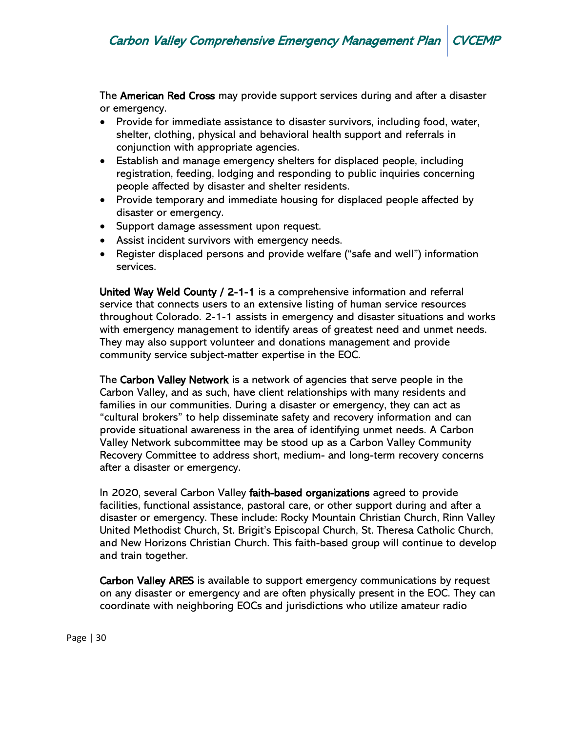The **American Red Cross** may provide support services during and after a disaster or emergency.

- Provide for immediate assistance to disaster survivors, including food, water, shelter, clothing, physical and behavioral health support and referrals in conjunction with appropriate agencies.
- Establish and manage emergency shelters for displaced people, including registration, feeding, lodging and responding to public inquiries concerning people affected by disaster and shelter residents.
- Provide temporary and immediate housing for displaced people affected by disaster or emergency.
- Support damage assessment upon request.
- Assist incident survivors with emergency needs.
- Register displaced persons and provide welfare ("safe and well") information services.

**United Way Weld County / 2-1-1** is a comprehensive information and referral service that connects users to an extensive listing of human service resources throughout Colorado. 2-1-1 assists in emergency and disaster situations and works with emergency management to identify areas of greatest need and unmet needs. They may also support volunteer and donations management and provide community service subject-matter expertise in the EOC.

The **Carbon Valley Network** is a network of agencies that serve people in the Carbon Valley, and as such, have client relationships with many residents and families in our communities. During a disaster or emergency, they can act as "cultural brokers" to help disseminate safety and recovery information and can provide situational awareness in the area of identifying unmet needs. A Carbon Valley Network subcommittee may be stood up as a Carbon Valley Community Recovery Committee to address short, medium- and long-term recovery concerns after a disaster or emergency.

In 2020, several Carbon Valley **faith-based organizations** agreed to provide facilities, functional assistance, pastoral care, or other support during and after a disaster or emergency. These include: Rocky Mountain Christian Church, Rinn Valley United Methodist Church, St. Brigit's Episcopal Church, St. Theresa Catholic Church, and New Horizons Christian Church. This faith-based group will continue to develop and train together.

**Carbon Valley ARES** is available to support emergency communications by request on any disaster or emergency and are often physically present in the EOC. They can coordinate with neighboring EOCs and jurisdictions who utilize amateur radio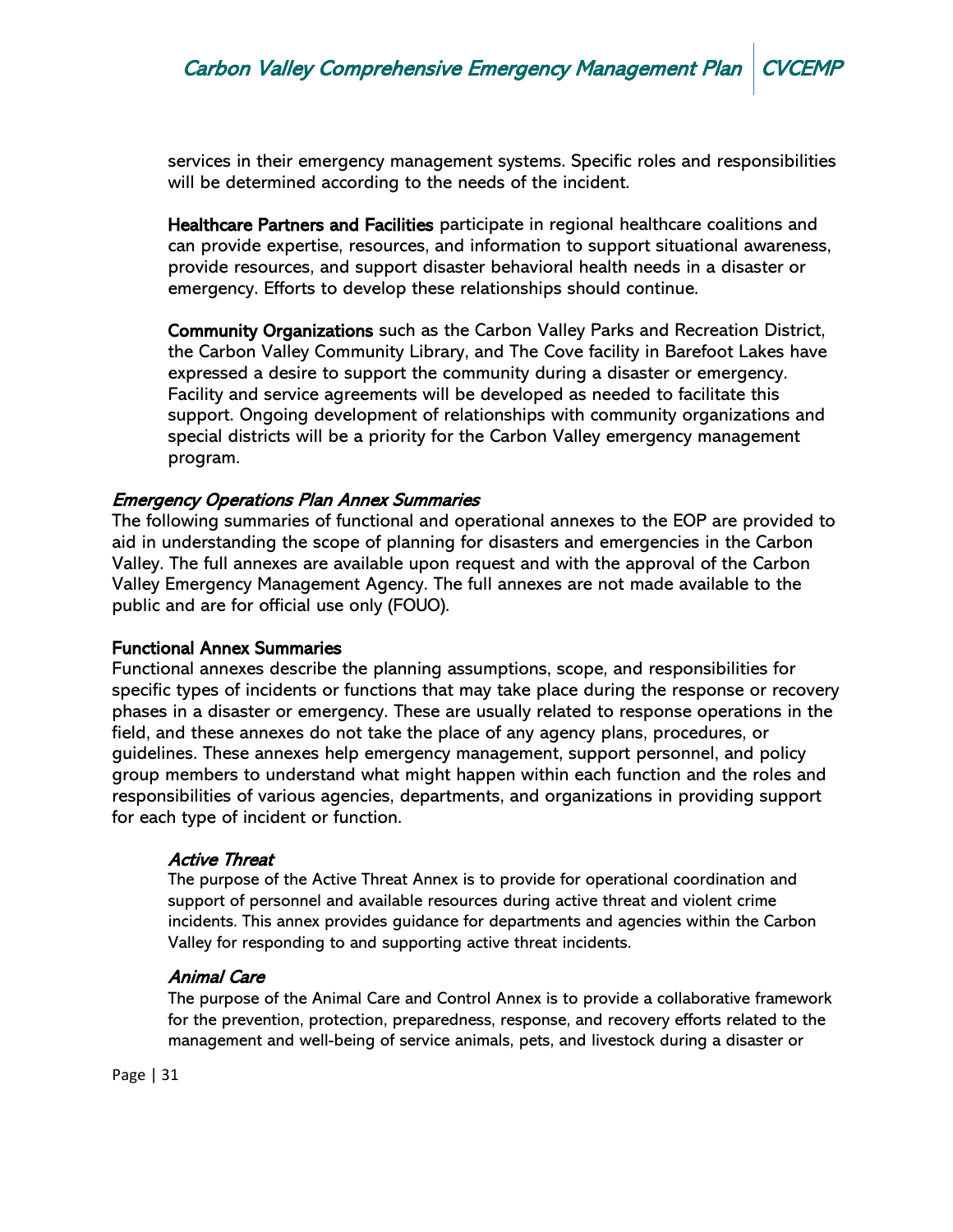services in their emergency management systems. Specific roles and responsibilities will be determined according to the needs of the incident.

**Healthcare Partners and Facilities** participate in regional healthcare coalitions and can provide expertise, resources, and information to support situational awareness, provide resources, and support disaster behavioral health needs in a disaster or emergency. Efforts to develop these relationships should continue.

**Community Organizations** such as the Carbon Valley Parks and Recreation District, the Carbon Valley Community Library, and The Cove facility in Barefoot Lakes have expressed a desire to support the community during a disaster or emergency. Facility and service agreements will be developed as needed to facilitate this support. Ongoing development of relationships with community organizations and special districts will be a priority for the Carbon Valley emergency management program.

## *Emergency Operations Plan Annex Summaries*

The following summaries of functional and operational annexes to the EOP are provided to aid in understanding the scope of planning for disasters and emergencies in the Carbon Valley. The full annexes are available upon request and with the approval of the Carbon Valley Emergency Management Agency. The full annexes are not made available to the public and are for official use only (FOUO).

### Functional Annex Summaries

Functional annexes describe the planning assumptions, scope, and responsibilities for specific types of incidents or functions that may take place during the response or recovery phases in a disaster or emergency. These are usually related to response operations in the field, and these annexes do not take the place of any agency plans, procedures, or guidelines. These annexes help emergency management, support personnel, and policy group members to understand what might happen within each function and the roles and responsibilities of various agencies, departments, and organizations in providing support for each type of incident or function.

#### *Active Threat*

The purpose of the Active Threat Annex is to provide for operational coordination and support of personnel and available resources during active threat and violent crime incidents. This annex provides guidance for departments and agencies within the Carbon Valley for responding to and supporting active threat incidents.

#### *Animal Care*

The purpose of the Animal Care and Control Annex is to provide a collaborative framework for the prevention, protection, preparedness, response, and recovery efforts related to the management and well-being of service animals, pets, and livestock during a disaster or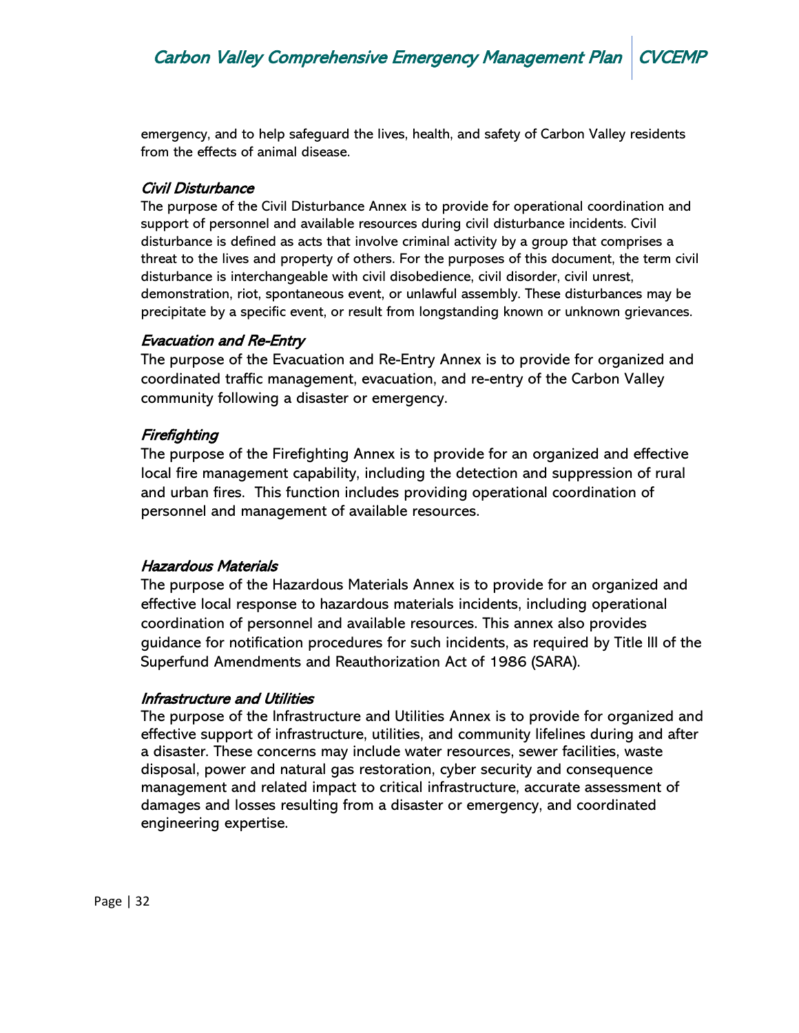emergency, and to help safeguard the lives, health, and safety of Carbon Valley residents from the effects of animal disease.

### *Civil Disturbance*

The purpose of the Civil Disturbance Annex is to provide for operational coordination and support of personnel and available resources during civil disturbance incidents. Civil disturbance is defined as acts that involve criminal activity by a group that comprises a threat to the lives and property of others. For the purposes of this document, the term civil disturbance is interchangeable with civil disobedience, civil disorder, civil unrest, demonstration, riot, spontaneous event, or unlawful assembly. These disturbances may be precipitate by a specific event, or result from longstanding known or unknown grievances.

### *Evacuation and Re-Entry*

The purpose of the Evacuation and Re-Entry Annex is to provide for organized and coordinated traffic management, evacuation, and re-entry of the Carbon Valley community following a disaster or emergency.

### *Firefighting*

The purpose of the Firefighting Annex is to provide for an organized and effective local fire management capability, including the detection and suppression of rural and urban fires. This function includes providing operational coordination of personnel and management of available resources.

### *Hazardous Materials*

The purpose of the Hazardous Materials Annex is to provide for an organized and effective local response to hazardous materials incidents, including operational coordination of personnel and available resources. This annex also provides guidance for notification procedures for such incidents, as required by Title III of the Superfund Amendments and Reauthorization Act of 1986 (SARA).

### *Infrastructure and Utilities*

The purpose of the Infrastructure and Utilities Annex is to provide for organized and effective support of infrastructure, utilities, and community lifelines during and after a disaster. These concerns may include water resources, sewer facilities, waste disposal, power and natural gas restoration, cyber security and consequence management and related impact to critical infrastructure, accurate assessment of damages and losses resulting from a disaster or emergency, and coordinated engineering expertise.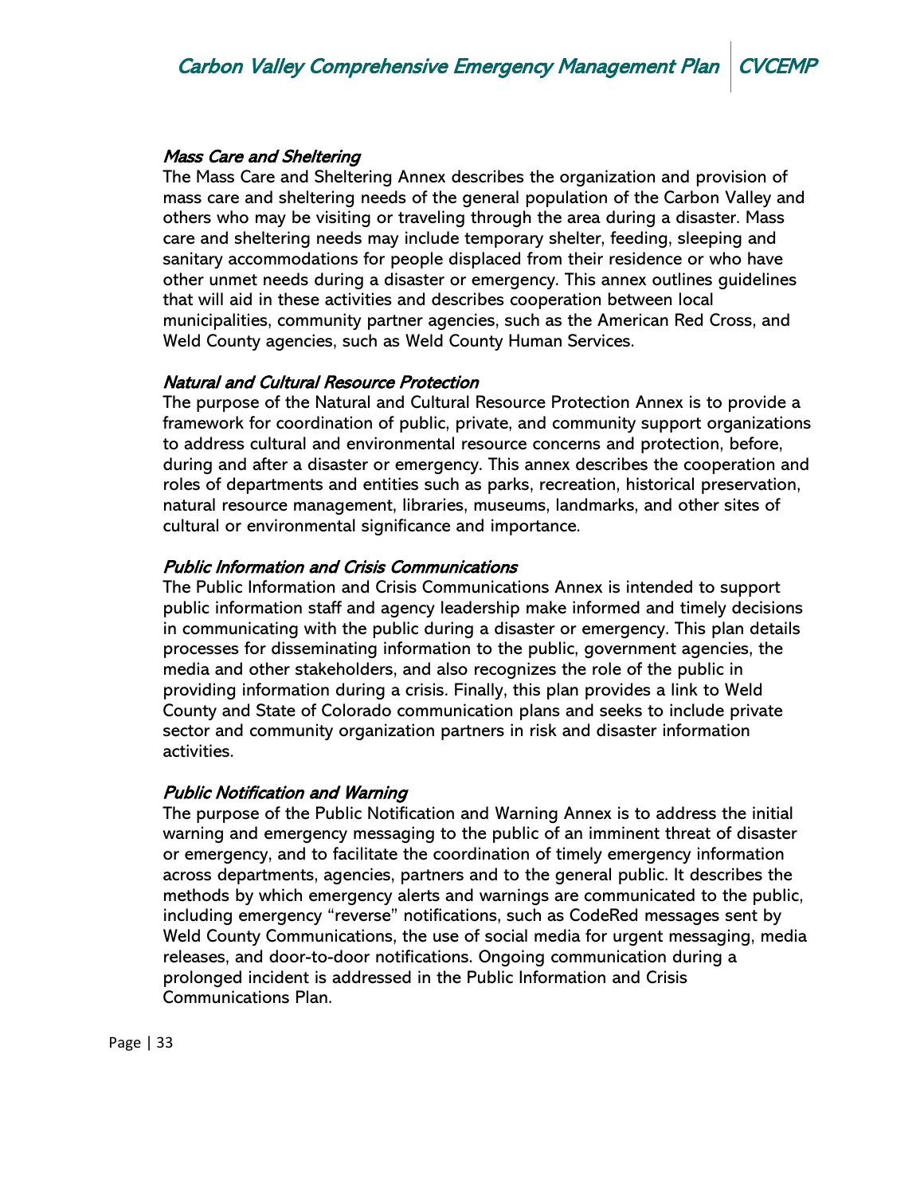### *Mass Care and Sheltering*

The Mass Care and Sheltering Annex describes the organization and provision of mass care and sheltering needs of the general population of the Carbon Valley and others who may be visiting or traveling through the area during a disaster. Mass care and sheltering needs may include temporary shelter, feeding, sleeping and sanitary accommodations for people displaced from their residence or who have other unmet needs during a disaster or emergency. This annex outlines guidelines that will aid in these activities and describes cooperation between local municipalities, community partner agencies, such as the American Red Cross, and Weld County agencies, such as Weld County Human Services.

### *Natural and Cultural Resource Protection*

The purpose of the Natural and Cultural Resource Protection Annex is to provide a framework for coordination of public, private, and community support organizations to address cultural and environmental resource concerns and protection, before, during and after a disaster or emergency. This annex describes the cooperation and roles of departments and entities such as parks, recreation, historical preservation, natural resource management, libraries, museums, landmarks, and other sites of cultural or environmental significance and importance.

### *Public Information and Crisis Communications*

The Public Information and Crisis Communications Annex is intended to support public information staff and agency leadership make informed and timely decisions in communicating with the public during a disaster or emergency. This plan details processes for disseminating information to the public, government agencies, the media and other stakeholders, and also recognizes the role of the public in providing information during a crisis. Finally, this plan provides a link to Weld County and State of Colorado communication plans and seeks to include private sector and community organization partners in risk and disaster information activities.

### *Public Notification and Warning*

The purpose of the Public Notification and Warning Annex is to address the initial warning and emergency messaging to the public of an imminent threat of disaster or emergency, and to facilitate the coordination of timely emergency information across departments, agencies, partners and to the general public. It describes the methods by which emergency alerts and warnings are communicated to the public, including emergency "reverse" notifications, such as CodeRed messages sent by Weld County Communications, the use of social media for urgent messaging, media releases, and door-to-door notifications. Ongoing communication during a prolonged incident is addressed in the Public Information and Crisis Communications Plan.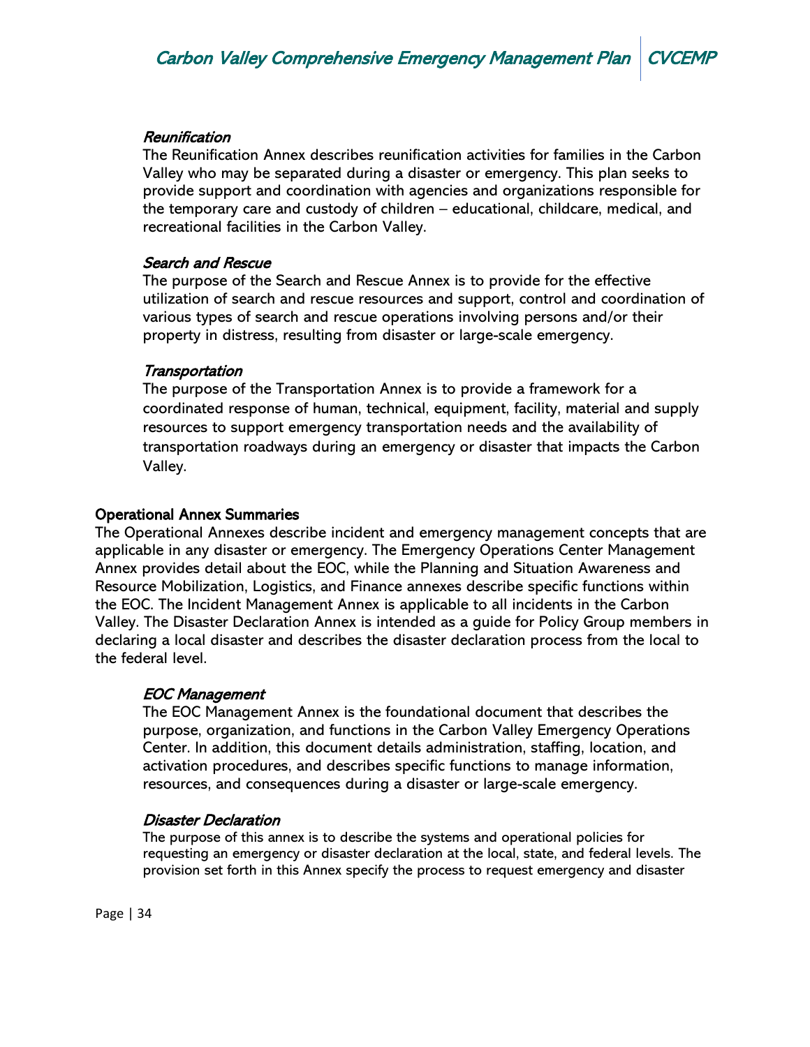#### *Reunification*

The Reunification Annex describes reunification activities for families in the Carbon Valley who may be separated during a disaster or emergency. This plan seeks to provide support and coordination with agencies and organizations responsible for the temporary care and custody of children – educational, childcare, medical, and recreational facilities in the Carbon Valley.

#### *Search and Rescue*

The purpose of the Search and Rescue Annex is to provide for the effective utilization of search and rescue resources and support, control and coordination of various types of search and rescue operations involving persons and/or their property in distress, resulting from disaster or large-scale emergency.

#### *Transportation*

The purpose of the Transportation Annex is to provide a framework for a coordinated response of human, technical, equipment, facility, material and supply resources to support emergency transportation needs and the availability of transportation roadways during an emergency or disaster that impacts the Carbon Valley.

### Operational Annex Summaries

The Operational Annexes describe incident and emergency management concepts that are applicable in any disaster or emergency. The Emergency Operations Center Management Annex provides detail about the EOC, while the Planning and Situation Awareness and Resource Mobilization, Logistics, and Finance annexes describe specific functions within the EOC. The Incident Management Annex is applicable to all incidents in the Carbon Valley. The Disaster Declaration Annex is intended as a guide for Policy Group members in declaring a local disaster and describes the disaster declaration process from the local to the federal level.

#### *EOC Management*

The EOC Management Annex is the foundational document that describes the purpose, organization, and functions in the Carbon Valley Emergency Operations Center. In addition, this document details administration, staffing, location, and activation procedures, and describes specific functions to manage information, resources, and consequences during a disaster or large-scale emergency.

#### *Disaster Declaration*

The purpose of this annex is to describe the systems and operational policies for requesting an emergency or disaster declaration at the local, state, and federal levels. The provision set forth in this Annex specify the process to request emergency and disaster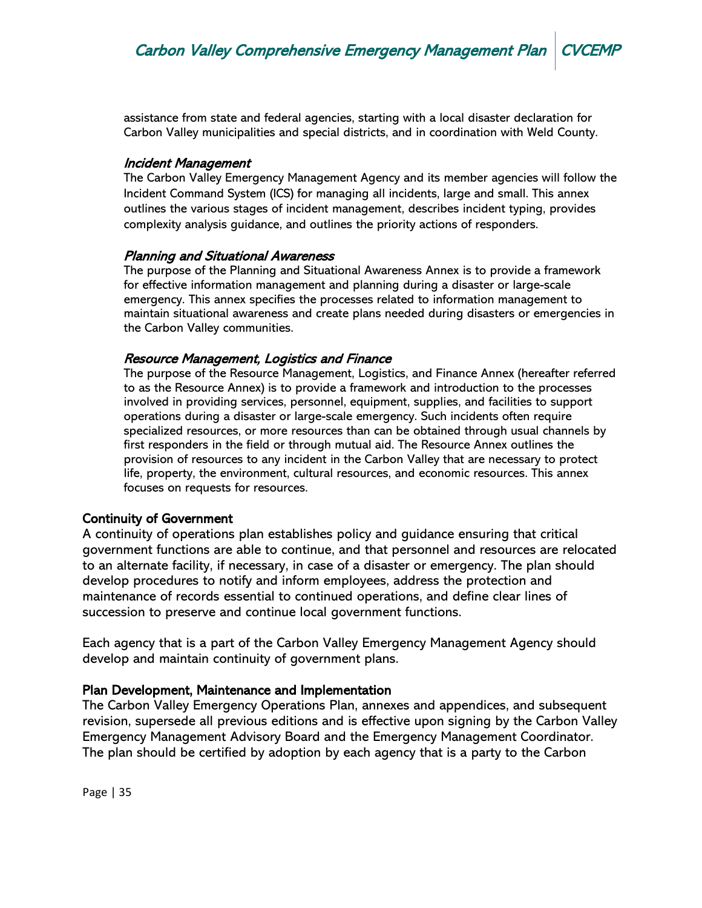assistance from state and federal agencies, starting with a local disaster declaration for Carbon Valley municipalities and special districts, and in coordination with Weld County.

*Incident Management*

The Carbon Valley Emergency Management Agency and its member agencies will follow the Incident Command System (ICS) for managing all incidents, large and small. This annex outlines the various stages of incident management, describes incident typing, provides complexity analysis guidance, and outlines the priority actions of responders.

*Planning and Situational Awareness*

The purpose of the Planning and Situational Awareness Annex is to provide a framework for effective information management and planning during a disaster or large-scale emergency. This annex specifies the processes related to information management to maintain situational awareness and create plans needed during disasters or emergencies in the Carbon Valley communities.

*Resource Management, Logistics and Finance*

The purpose of the Resource Management, Logistics, and Finance Annex (hereafter referred to as the Resource Annex) is to provide a framework and introduction to the processes involved in providing services, personnel, equipment, supplies, and facilities to support operations during a disaster or large-scale emergency. Such incidents often require specialized resources, or more resources than can be obtained through usual channels by first responders in the field or through mutual aid. The Resource Annex outlines the provision of resources to any incident in the Carbon Valley that are necessary to protect life, property, the environment, cultural resources, and economic resources. This annex focuses on requests for resources.

## Continuity of Government

A continuity of operations plan establishes policy and guidance ensuring that critical government functions are able to continue, and that personnel and resources are relocated to an alternate facility, if necessary, in case of a disaster or emergency. The plan should develop procedures to notify and inform employees, address the protection and maintenance of records essential to continued operations, and define clear lines of succession to preserve and continue local government functions.

Each agency that is a part of the Carbon Valley Emergency Management Agency should develop and maintain continuity of government plans.

## Plan Development, Maintenance and Implementation

The Carbon Valley Emergency Operations Plan, annexes and appendices, and subsequent revision, supersede all previous editions and is effective upon signing by the Carbon Valley Emergency Management Advisory Board and the Emergency Management Coordinator. The plan should be certified by adoption by each agency that is a party to the Carbon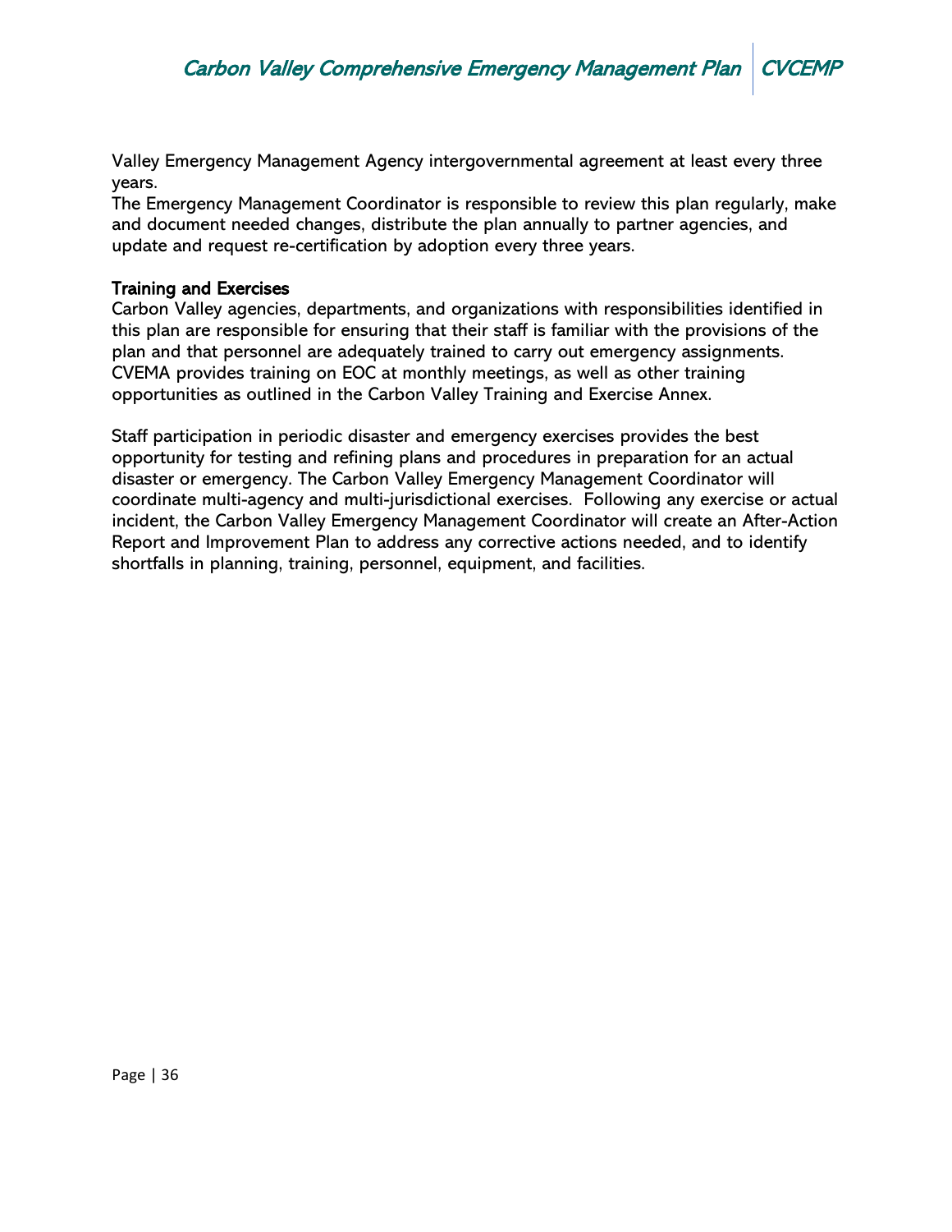Valley Emergency Management Agency intergovernmental agreement at least every three years.

The Emergency Management Coordinator is responsible to review this plan regularly, make and document needed changes, distribute the plan annually to partner agencies, and update and request re-certification by adoption every three years.

### Training and Exercises

Carbon Valley agencies, departments, and organizations with responsibilities identified in this plan are responsible for ensuring that their staff is familiar with the provisions of the plan and that personnel are adequately trained to carry out emergency assignments. CVEMA provides training on EOC at monthly meetings, as well as other training opportunities as outlined in the Carbon Valley Training and Exercise Annex.

Staff participation in periodic disaster and emergency exercises provides the best opportunity for testing and refining plans and procedures in preparation for an actual disaster or emergency. The Carbon Valley Emergency Management Coordinator will coordinate multi-agency and multi-jurisdictional exercises. Following any exercise or actual incident, the Carbon Valley Emergency Management Coordinator will create an After-Action Report and Improvement Plan to address any corrective actions needed, and to identify shortfalls in planning, training, personnel, equipment, and facilities.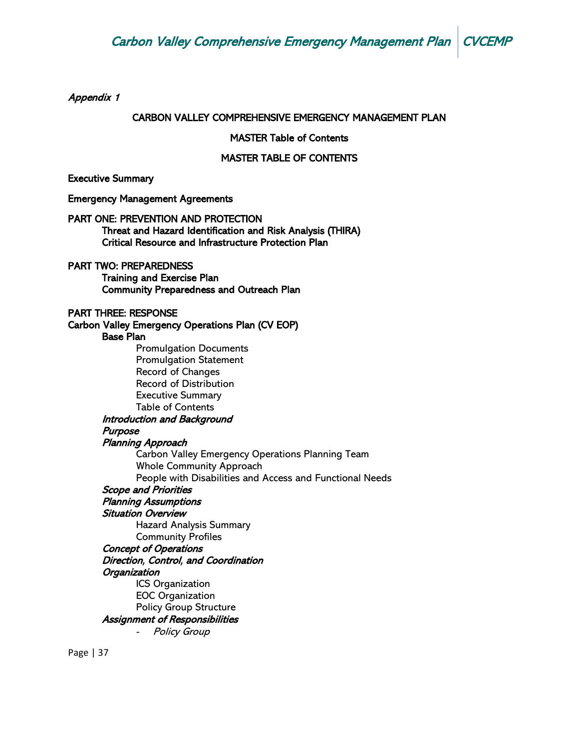*Appendix 1*

**CARBON VALLEY COMPREHENSIVE EMERGENCY MANAGEMENT PLAN**

**MASTER Table of Contents**

**MASTER TABLE OF CONTENTS**

**Executive Summary**

**Emergency Management Agreements**

**PART ONE: PREVENTION AND PROTECTION**
- **Threat and Hazard Identification and Risk Analysis (THIRA)**
- **Critical Resource and Infrastructure Protection Plan**

**PART TWO: PREPAREDNESS**
- **Training and Exercise Plan**
- **Community Preparedness and Outreach Plan**

**PART THREE: RESPONSE**

**Carbon Valley Emergency Operations Plan (CV EOP)**
- **Base Plan**
  - Promulgation Documents
  - Promulgation Statement
  - Record of Changes
  - Record of Distribution
  - Executive Summary
  - Table of Contents
- ***Introduction and Background***
- ***Purpose***
- ***Planning Approach***
  - Carbon Valley Emergency Operations Planning Team
  - Whole Community Approach
  - People with Disabilities and Access and Functional Needs
- ***Scope and Priorities***
- ***Planning Assumptions***
- ***Situation Overview***
  - Hazard Analysis Summary
  - Community Profiles
- ***Concept of Operations***
- ***Direction, Control, and Coordination***
- ***Organization***
  - ICS Organization
  - EOC Organization
  - Policy Group Structure
- ***Assignment of Responsibilities***
  - *Policy Group*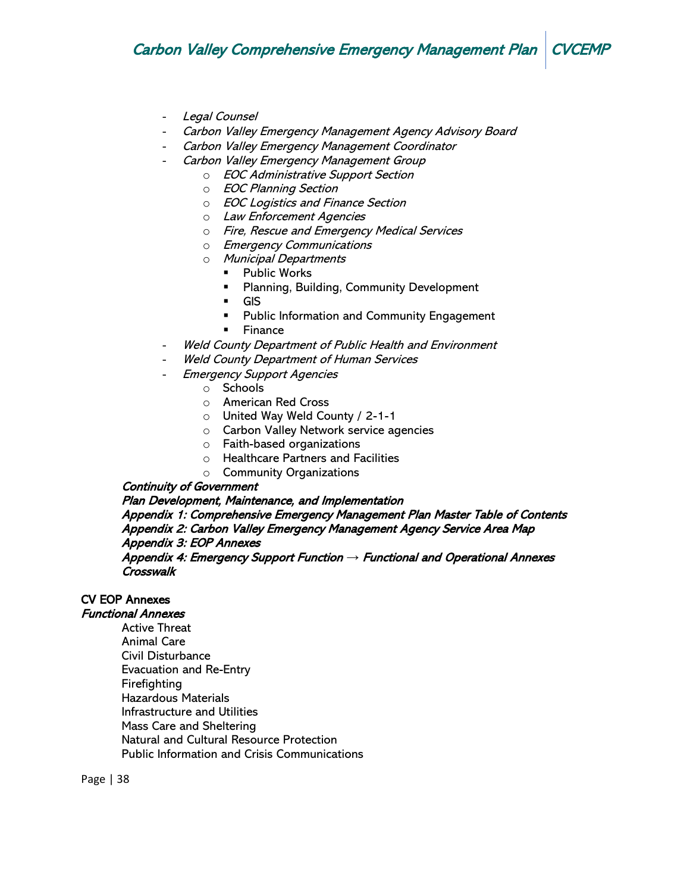- *Legal Counsel*
- *Carbon Valley Emergency Management Agency Advisory Board*
- *Carbon Valley Emergency Management Coordinator*
- *Carbon Valley Emergency Management Group*
  - *EOC Administrative Support Section*
  - *EOC Planning Section*
  - *EOC Logistics and Finance Section*
  - *Law Enforcement Agencies*
  - *Fire, Rescue and Emergency Medical Services*
  - *Emergency Communications*
  - *Municipal Departments*
    - Public Works
    - Planning, Building, Community Development
    - GIS
    - Public Information and Community Engagement
    - Finance
- *Weld County Department of Public Health and Environment*
- *Weld County Department of Human Services*
- *Emergency Support Agencies*
  - Schools
  - American Red Cross
  - United Way Weld County / 2-1-1
  - Carbon Valley Network service agencies
  - Faith-based organizations
  - Healthcare Partners and Facilities
  - Community Organizations

***Continuity of Government***
***Plan Development, Maintenance, and Implementation***
***Appendix 1: Comprehensive Emergency Management Plan Master Table of Contents***
***Appendix 2: Carbon Valley Emergency Management Agency Service Area Map***
***Appendix 3: EOP Annexes***
***Appendix 4: Emergency Support Function → Functional and Operational Annexes Crosswalk***

**CV EOP Annexes**

***Functional Annexes***

Active Threat
Animal Care
Civil Disturbance
Evacuation and Re-Entry
Firefighting
Hazardous Materials
Infrastructure and Utilities
Mass Care and Sheltering
Natural and Cultural Resource Protection
Public Information and Crisis Communications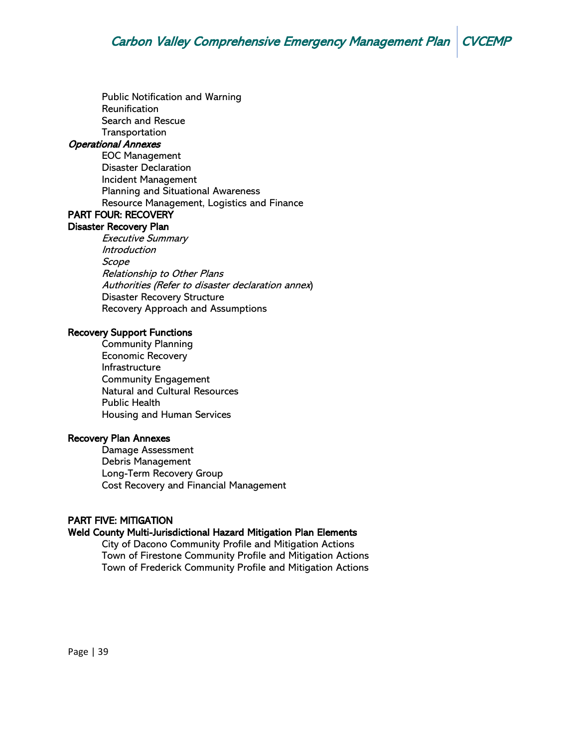Public Notification and Warning
Reunification
Search and Rescue
Transportation

*Operational Annexes*

EOC Management
Disaster Declaration
Incident Management
Planning and Situational Awareness
Resource Management, Logistics and Finance

**PART FOUR: RECOVERY**

**Disaster Recovery Plan**

*Executive Summary*
*Introduction*
*Scope*
*Relationship to Other Plans*
*Authorities (Refer to disaster declaration annex*)
Disaster Recovery Structure
Recovery Approach and Assumptions

**Recovery Support Functions**

Community Planning
Economic Recovery
Infrastructure
Community Engagement
Natural and Cultural Resources
Public Health
Housing and Human Services

**Recovery Plan Annexes**

Damage Assessment
Debris Management
Long-Term Recovery Group
Cost Recovery and Financial Management

**PART FIVE: MITIGATION**

**Weld County Multi-Jurisdictional Hazard Mitigation Plan Elements**

City of Dacono Community Profile and Mitigation Actions
Town of Firestone Community Profile and Mitigation Actions
Town of Frederick Community Profile and Mitigation Actions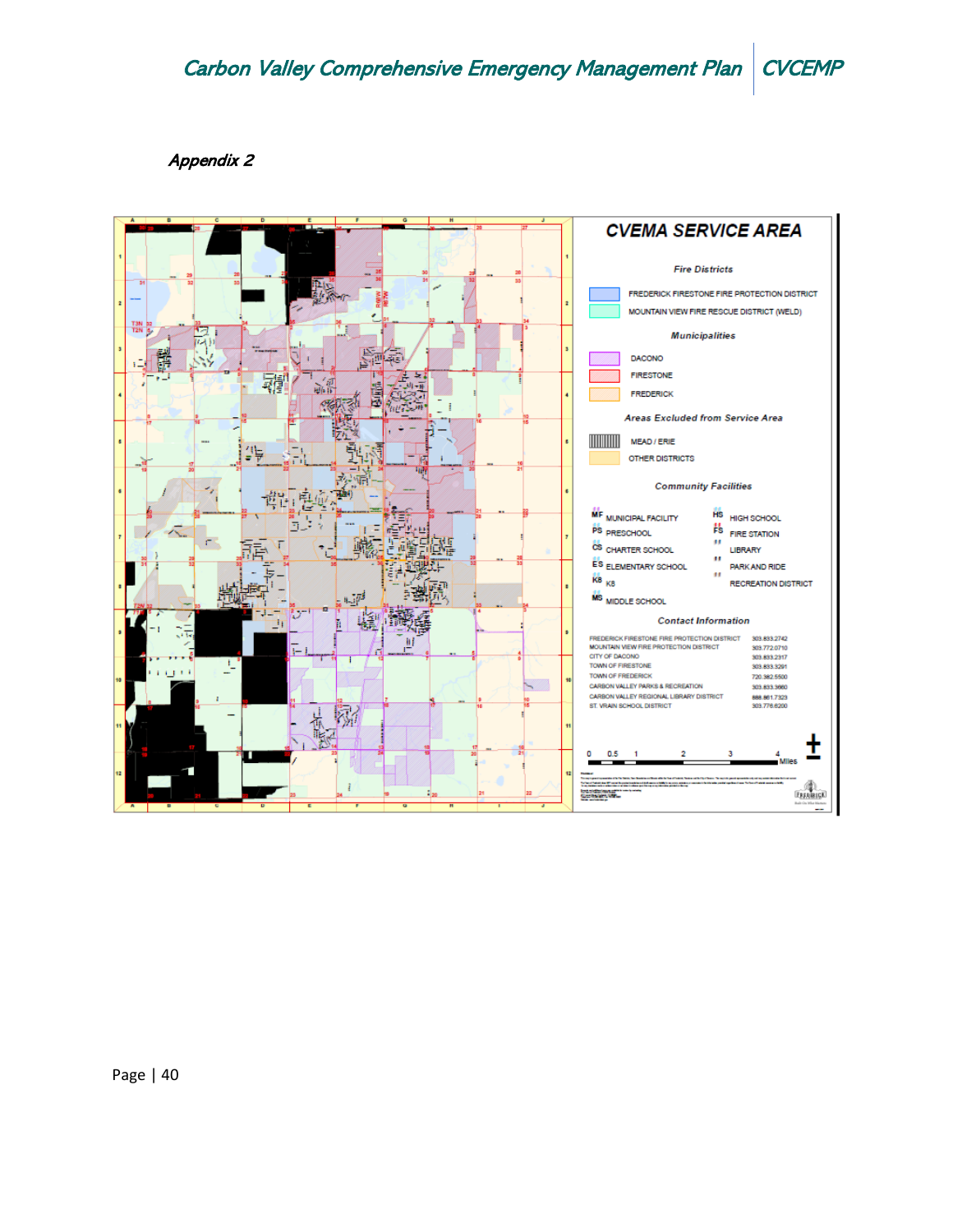*Appendix 2*

## CVEMA SERVICE AREA

**Fire Districts**

- FREDERICK FIRESTONE FIRE PROTECTION DISTRICT
- MOUNTAIN VIEW FIRE RESCUE DISTRICT (WELD)

**Municipalities**

- DACONO
- FIRESTONE
- FREDERICK

**Areas Excluded from Service Area**

- MEAD / ERIE
- OTHER DISTRICTS

**Community Facilities**

- MF MUNICIPAL FACILITY
- PS PRESCHOOL
- CS CHARTER SCHOOL
- ES ELEMENTARY SCHOOL
- K8 K8
- MS MIDDLE SCHOOL
- HS HIGH SCHOOL
- FS FIRE STATION
- LIBRARY
- PARK AND RIDE
- RECREATION DISTRICT

**Contact Information**

| | |
|---|---|
| FREDERICK FIRESTONE FIRE PROTECTION DISTRICT | 303.833.2742 |
| MOUNTAIN VIEW FIRE PROTECTION DISTRICT | 303.772.0710 |
| CITY OF DACONO | 303.833.2317 |
| TOWN OF FIRESTONE | 303.833.3291 |
| TOWN OF FREDERICK | 720.382.5500 |
| CARBON VALLEY PARKS & RECREATION | 303.833.3660 |
| CARBON VALLEY REGIONAL LIBRARY DISTRICT | 888.861.7323 |
| ST. VRAIN SCHOOL DISTRICT | 303.776.6200 |

0 0.5 1 2 3 4 Miles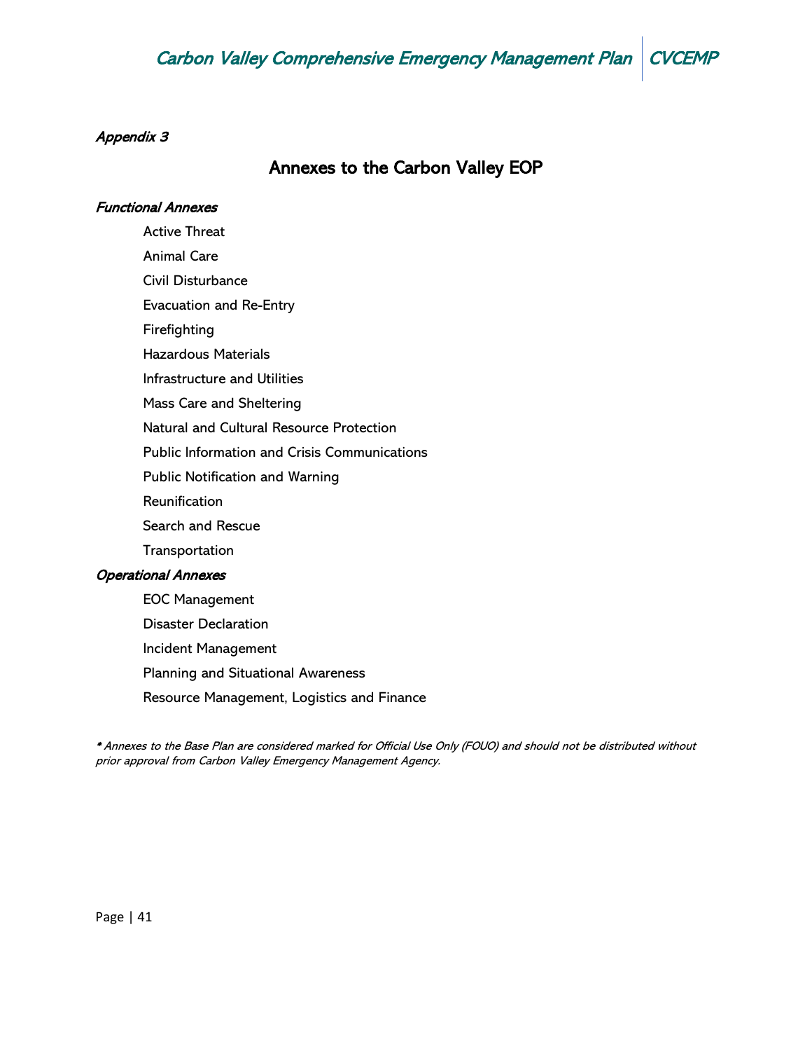*Appendix 3*

## Annexes to the Carbon Valley EOP

*Functional Annexes*

- Active Threat
- Animal Care
- Civil Disturbance
- Evacuation and Re-Entry
- Firefighting
- Hazardous Materials
- Infrastructure and Utilities
- Mass Care and Sheltering
- Natural and Cultural Resource Protection
- Public Information and Crisis Communications
- Public Notification and Warning
- Reunification
- Search and Rescue
- Transportation

*Operational Annexes*

- EOC Management
- Disaster Declaration
- Incident Management
- Planning and Situational Awareness
- Resource Management, Logistics and Finance

*\* Annexes to the Base Plan are considered marked for Official Use Only (FOUO) and should not be distributed without prior approval from Carbon Valley Emergency Management Agency.*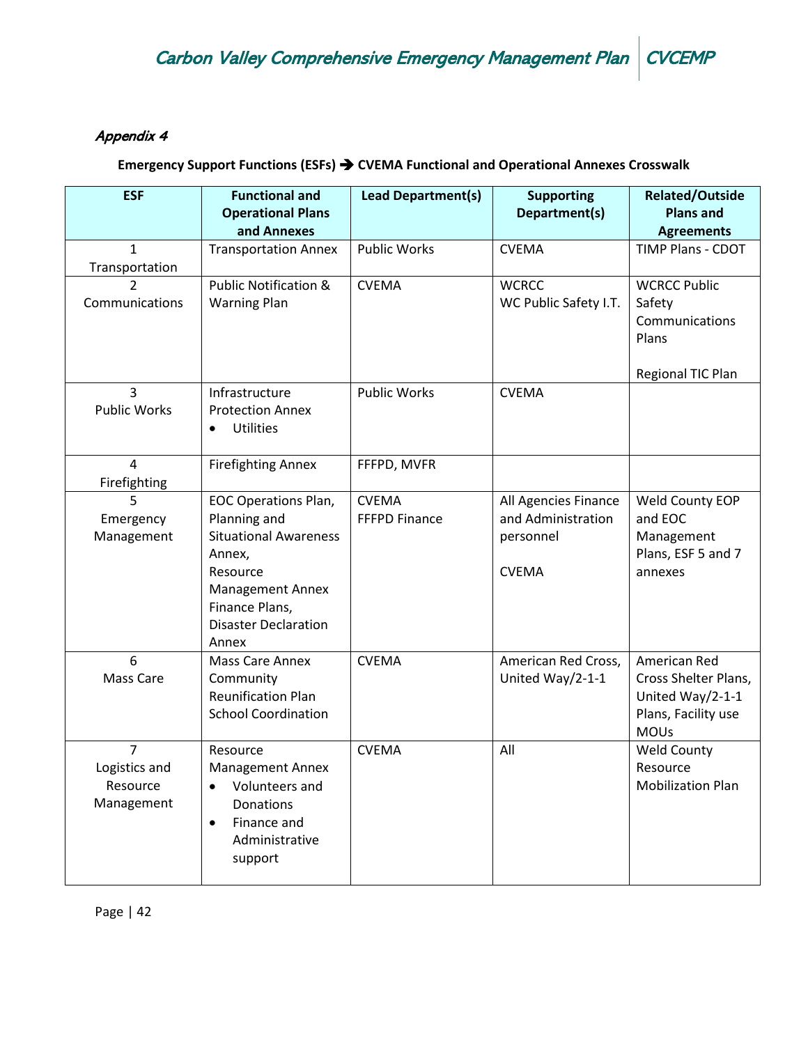*Appendix 4*

**Emergency Support Functions (ESFs) ➔ CVEMA Functional and Operational Annexes Crosswalk**

| ESF | Functional and Operational Plans and Annexes | Lead Department(s) | Supporting Department(s) | Related/Outside Plans and Agreements |
|---|---|---|---|---|
| 1 Transportation | Transportation Annex | Public Works | CVEMA | TIMP Plans - CDOT |
| 2 Communications | Public Notification & Warning Plan | CVEMA | WCRCC<br>WC Public Safety I.T. | WCRCC Public Safety Communications Plans<br><br>Regional TIC Plan |
| 3 Public Works | Infrastructure Protection Annex<br>• Utilities | Public Works | CVEMA | |
| 4 Firefighting | Firefighting Annex | FFFPD, MVFR | | |
| 5 Emergency Management | EOC Operations Plan, Planning and Situational Awareness Annex, Resource Management Annex Finance Plans, Disaster Declaration Annex | CVEMA<br>FFFPD Finance | All Agencies Finance and Administration personnel<br><br>CVEMA | Weld County EOP and EOC Management Plans, ESF 5 and 7 annexes |
| 6 Mass Care | Mass Care Annex Community Reunification Plan School Coordination | CVEMA | American Red Cross, United Way/2-1-1 | American Red Cross Shelter Plans, United Way/2-1-1 Plans, Facility use MOUs |
| 7 Logistics and Resource Management | Resource Management Annex<br>• Volunteers and Donations<br>• Finance and Administrative support | CVEMA | All | Weld County Resource Mobilization Plan |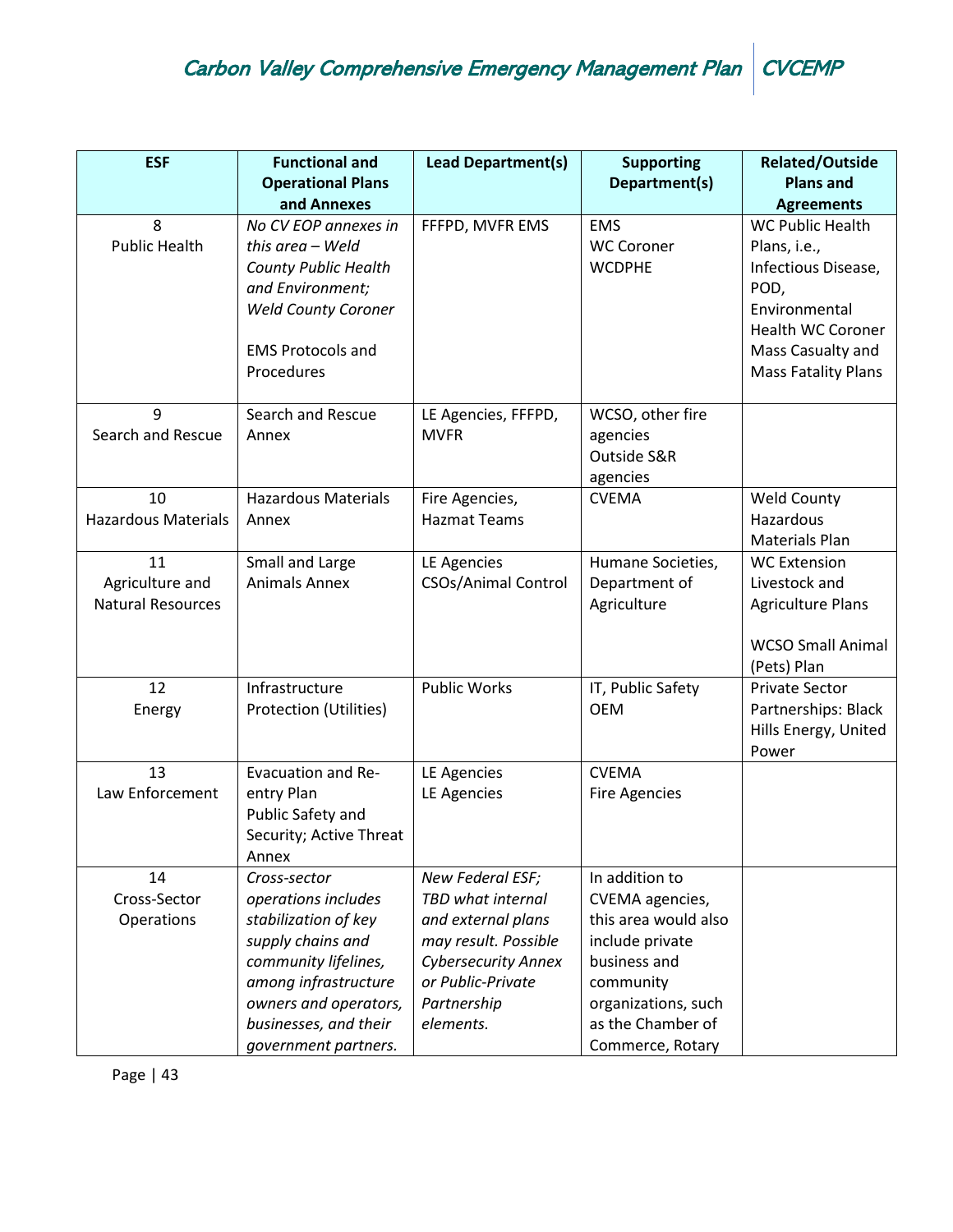| ESF | Functional and Operational Plans and Annexes | Lead Department(s) | Supporting Department(s) | Related/Outside Plans and Agreements |
|---|---|---|---|---|
| 8<br>Public Health | *No CV EOP annexes in this area – Weld County Public Health and Environment; Weld County Coroner*<br><br>EMS Protocols and Procedures | FFFPD, MVFR EMS | EMS<br>WC Coroner<br>WCDPHE | WC Public Health Plans, i.e., Infectious Disease, POD, Environmental Health WC Coroner Mass Casualty and Mass Fatality Plans |
| 9<br>Search and Rescue | Search and Rescue Annex | LE Agencies, FFFPD, MVFR | WCSO, other fire agencies<br>Outside S&R agencies | |
| 10<br>Hazardous Materials | Hazardous Materials Annex | Fire Agencies, Hazmat Teams | CVEMA | Weld County Hazardous Materials Plan |
| 11<br>Agriculture and Natural Resources | Small and Large Animals Annex | LE Agencies<br>CSOs/Animal Control | Humane Societies, Department of Agriculture | WC Extension Livestock and Agriculture Plans<br><br>WCSO Small Animal (Pets) Plan |
| 12<br>Energy | Infrastructure Protection (Utilities) | Public Works | IT, Public Safety OEM | Private Sector Partnerships: Black Hills Energy, United Power |
| 13<br>Law Enforcement | Evacuation and Re-entry Plan<br>Public Safety and Security; Active Threat Annex | LE Agencies<br>LE Agencies | CVEMA<br>Fire Agencies | |
| 14<br>Cross-Sector Operations | *Cross-sector operations includes stabilization of key supply chains and community lifelines, among infrastructure owners and operators, businesses, and their government partners.* | *New Federal ESF; TBD what internal and external plans may result. Possible Cybersecurity Annex or Public-Private Partnership elements.* | In addition to CVEMA agencies, this area would also include private business and community organizations, such as the Chamber of Commerce, Rotary | |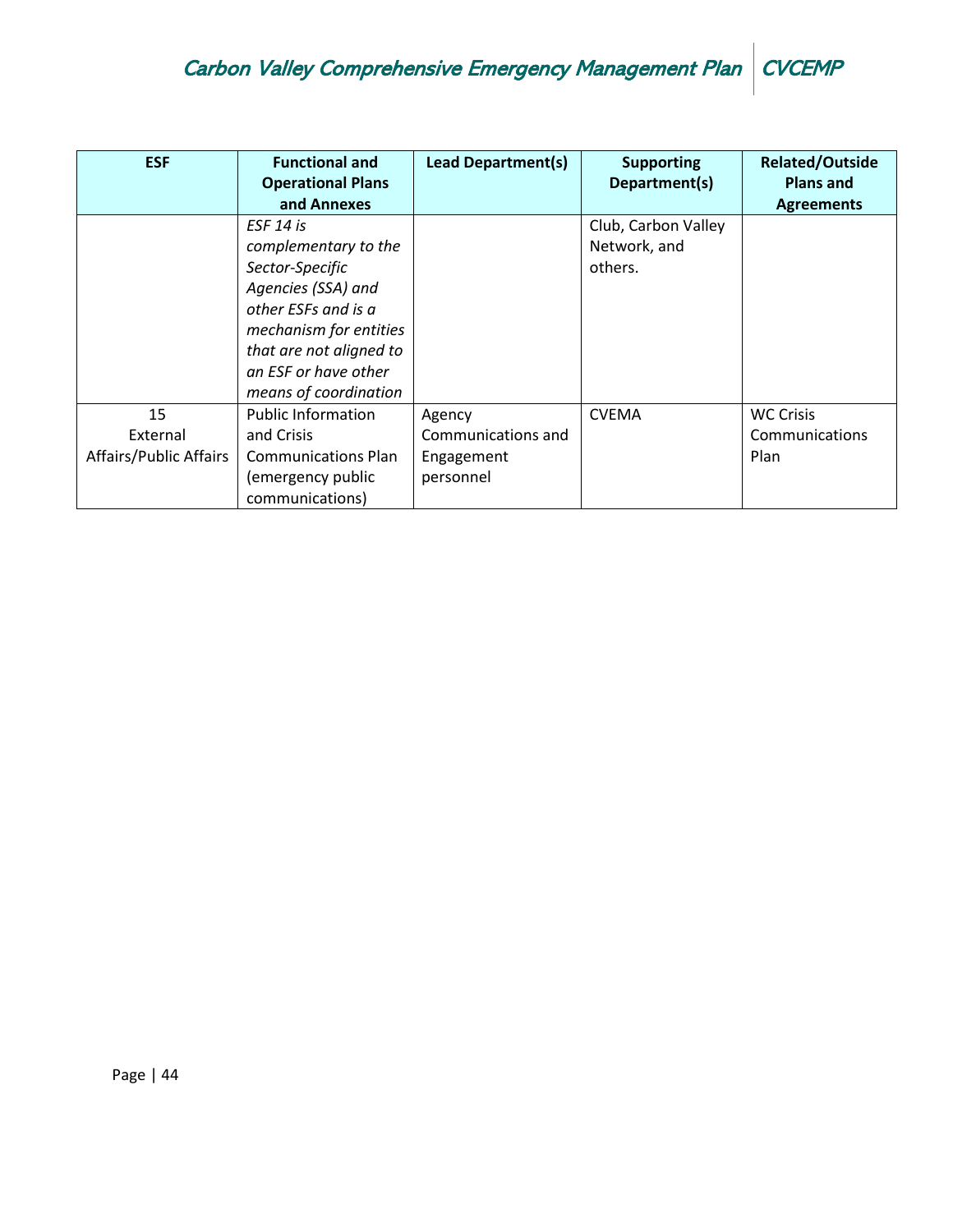| ESF | Functional and Operational Plans and Annexes | Lead Department(s) | Supporting Department(s) | Related/Outside Plans and Agreements |
|---|---|---|---|---|
| | *ESF 14 is complementary to the Sector-Specific Agencies (SSA) and other ESFs and is a mechanism for entities that are not aligned to an ESF or have other means of coordination* | | Club, Carbon Valley Network, and others. | |
| 15 External Affairs/Public Affairs | Public Information and Crisis Communications Plan (emergency public communications) | Agency Communications and Engagement personnel | CVEMA | WC Crisis Communications Plan |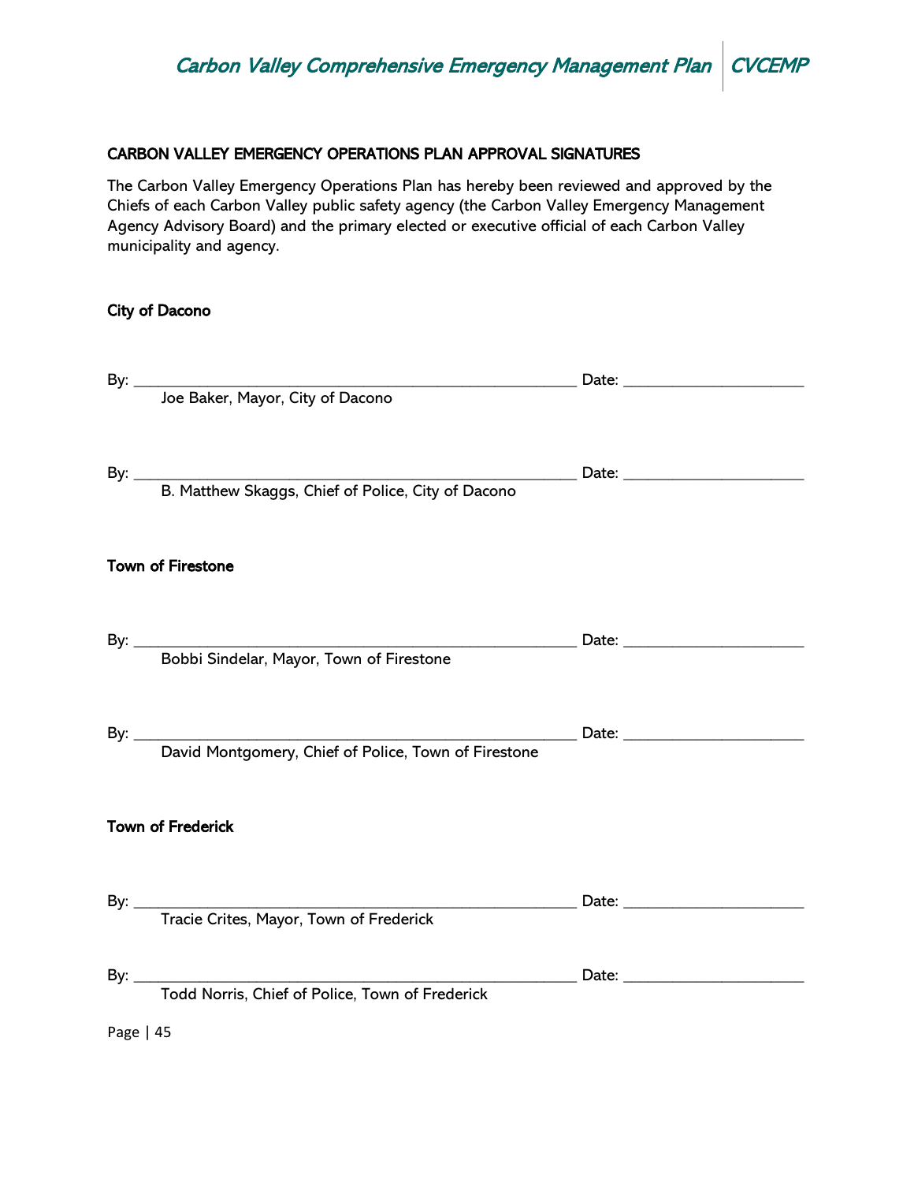## CARBON VALLEY EMERGENCY OPERATIONS PLAN APPROVAL SIGNATURES

The Carbon Valley Emergency Operations Plan has hereby been reviewed and approved by the Chiefs of each Carbon Valley public safety agency (the Carbon Valley Emergency Management Agency Advisory Board) and the primary elected or executive official of each Carbon Valley municipality and agency.

### City of Dacono

By: ______________________________________________________ Date: ______________________

Joe Baker, Mayor, City of Dacono

By: ______________________________________________________ Date: ______________________

B. Matthew Skaggs, Chief of Police, City of Dacono

### Town of Firestone

By: ______________________________________________________ Date: ______________________

Bobbi Sindelar, Mayor, Town of Firestone

By: ______________________________________________________ Date: ______________________

David Montgomery, Chief of Police, Town of Firestone

### Town of Frederick

By: ______________________________________________________ Date: ______________________

Tracie Crites, Mayor, Town of Frederick

By: ______________________________________________________ Date: ______________________

Todd Norris, Chief of Police, Town of Frederick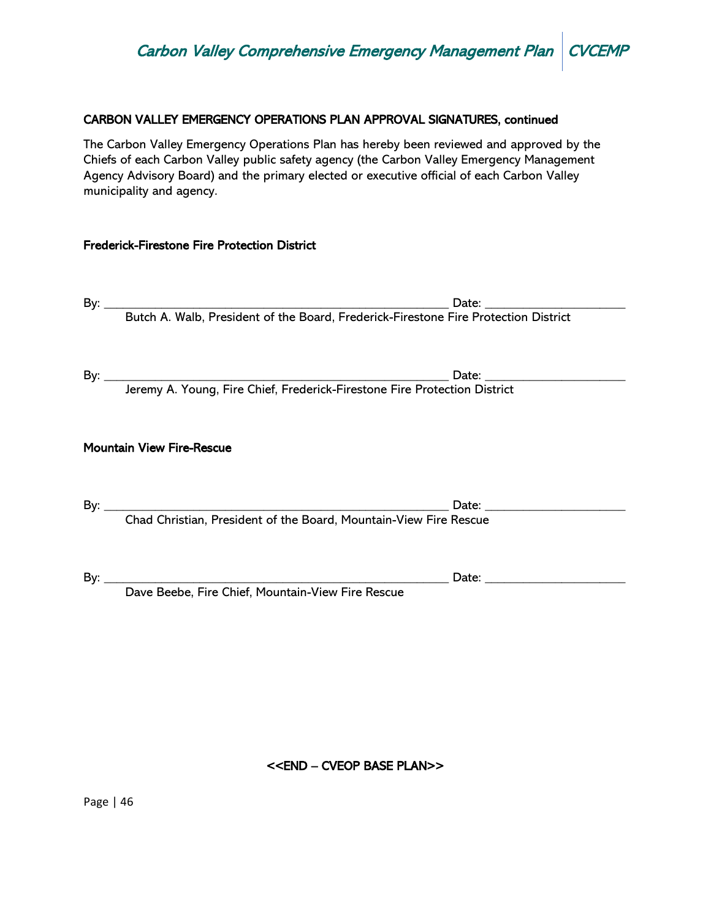**CARBON VALLEY EMERGENCY OPERATIONS PLAN APPROVAL SIGNATURES, continued**

The Carbon Valley Emergency Operations Plan has hereby been reviewed and approved by the Chiefs of each Carbon Valley public safety agency (the Carbon Valley Emergency Management Agency Advisory Board) and the primary elected or executive official of each Carbon Valley municipality and agency.

**Frederick-Firestone Fire Protection District**

By: ________________________________________________________ Date: ______________________

Butch A. Walb, President of the Board, Frederick-Firestone Fire Protection District

By: ________________________________________________________ Date: ______________________

Jeremy A. Young, Fire Chief, Frederick-Firestone Fire Protection District

**Mountain View Fire-Rescue**

By: ________________________________________________________ Date: ______________________

Chad Christian, President of the Board, Mountain-View Fire Rescue

By: ________________________________________________________ Date: ______________________

Dave Beebe, Fire Chief, Mountain-View Fire Rescue

**<<END – CVEOP BASE PLAN>>**